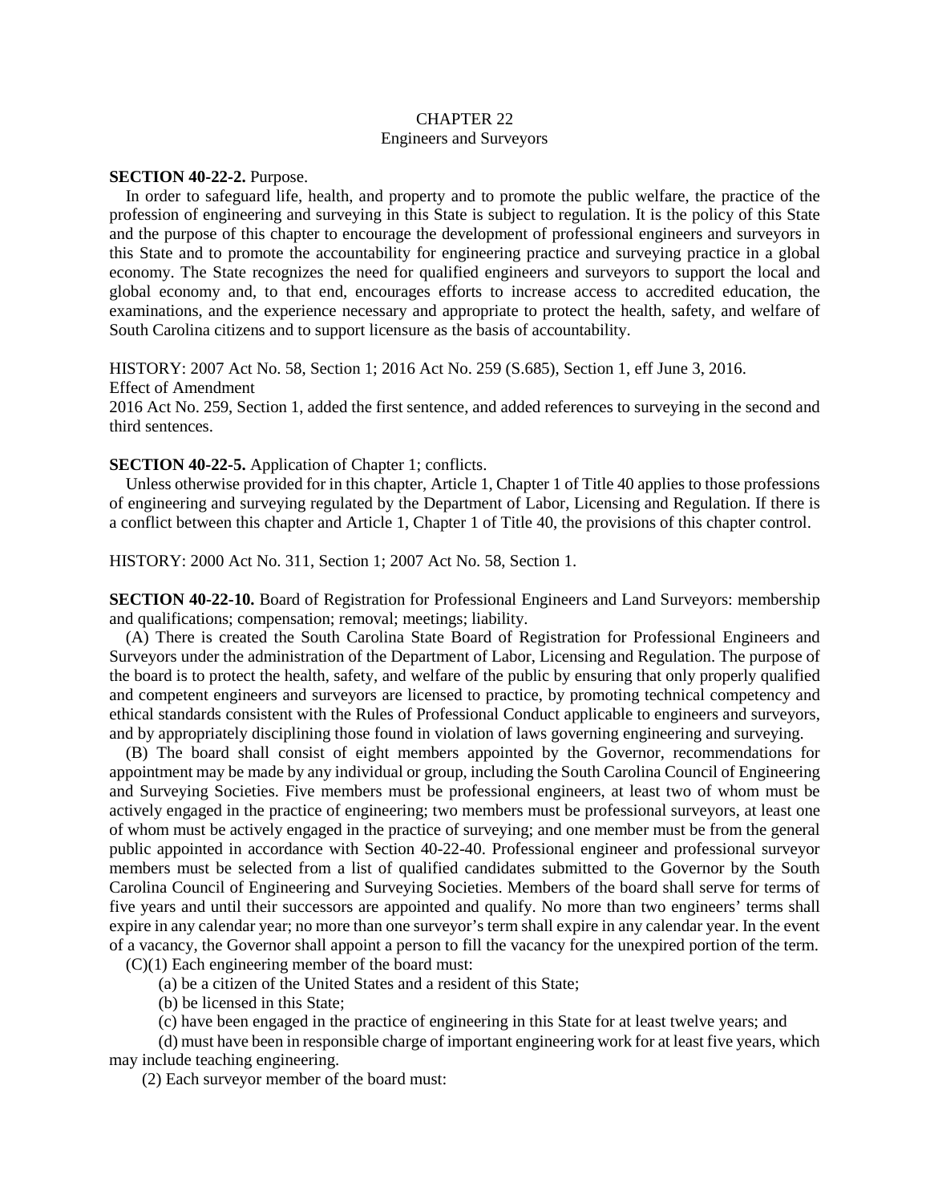# CHAPTER 22

## Engineers and Surveyors

**SECTION 40-22-2.** Purpose.

In order to safeguard life, health, and property and to promote the public welfare, the practice of the profession of engineering and surveying in this State is subject to regulation. It is the policy of this State and the purpose of this chapter to encourage the development of professional engineers and surveyors in this State and to promote the accountability for engineering practice and surveying practice in a global economy. The State recognizes the need for qualified engineers and surveyors to support the local and global economy and, to that end, encourages efforts to increase access to accredited education, the examinations, and the experience necessary and appropriate to protect the health, safety, and welfare of South Carolina citizens and to support licensure as the basis of accountability.

HISTORY: 2007 Act No. 58, Section 1; 2016 Act No. 259 (S.685), Section 1, eff June 3, 2016.

Effect of Amendment

2016 Act No. 259, Section 1, added the first sentence, and added references to surveying in the second and third sentences.

**SECTION 40-22-5.** Application of Chapter 1; conflicts.

Unless otherwise provided for in this chapter, Article 1, Chapter 1 of Title 40 applies to those professions of engineering and surveying regulated by the Department of Labor, Licensing and Regulation. If there is a conflict between this chapter and Article 1, Chapter 1 of Title 40, the provisions of this chapter control.

HISTORY: 2000 Act No. 311, Section 1; 2007 Act No. 58, Section 1.

**SECTION 40-22-10.** Board of Registration for Professional Engineers and Land Surveyors: membership and qualifications; compensation; removal; meetings; liability.

(A) There is created the South Carolina State Board of Registration for Professional Engineers and Surveyors under the administration of the Department of Labor, Licensing and Regulation. The purpose of the board is to protect the health, safety, and welfare of the public by ensuring that only properly qualified and competent engineers and surveyors are licensed to practice, by promoting technical competency and ethical standards consistent with the Rules of Professional Conduct applicable to engineers and surveyors, and by appropriately disciplining those found in violation of laws governing engineering and surveying.

(B) The board shall consist of eight members appointed by the Governor, recommendations for appointment may be made by any individual or group, including the South Carolina Council of Engineering and Surveying Societies. Five members must be professional engineers, at least two of whom must be actively engaged in the practice of engineering; two members must be professional surveyors, at least one of whom must be actively engaged in the practice of surveying; and one member must be from the general public appointed in accordance with Section 40-22-40. Professional engineer and professional surveyor members must be selected from a list of qualified candidates submitted to the Governor by the South Carolina Council of Engineering and Surveying Societies. Members of the board shall serve for terms of five years and until their successors are appointed and qualify. No more than two engineers' terms shall expire in any calendar year; no more than one surveyor's term shall expire in any calendar year. In the event of a vacancy, the Governor shall appoint a person to fill the vacancy for the unexpired portion of the term.

(C)(1) Each engineering member of the board must:

(a) be a citizen of the United States and a resident of this State;

(b) be licensed in this State;

(c) have been engaged in the practice of engineering in this State for at least twelve years; and

(d) must have been in responsible charge of important engineering work for at least five years, which may include teaching engineering.

(2) Each surveyor member of the board must: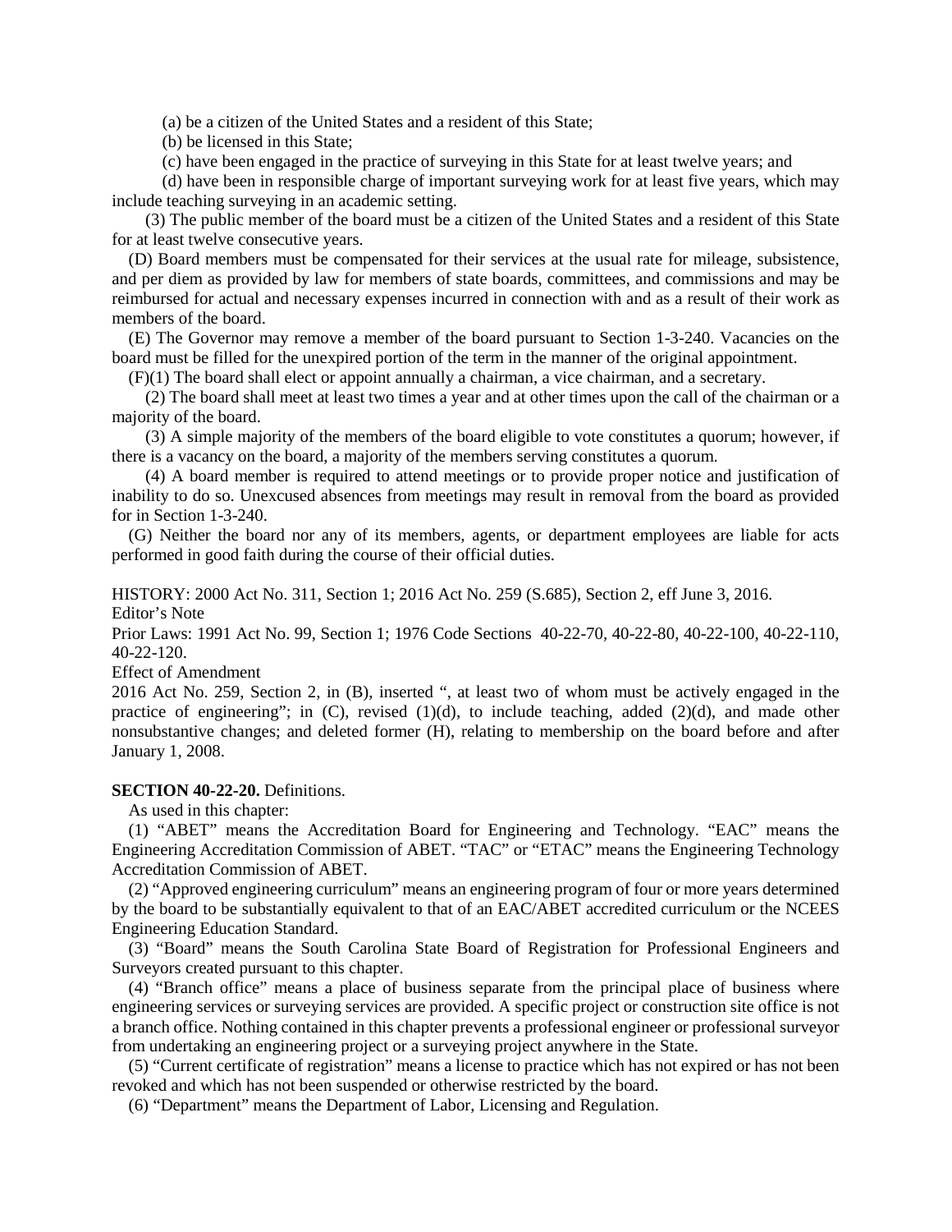(a) be a citizen of the United States and a resident of this State;

(b) be licensed in this State;

(c) have been engaged in the practice of surveying in this State for at least twelve years; and

(d) have been in responsible charge of important surveying work for at least five years, which may include teaching surveying in an academic setting.

(3) The public member of the board must be a citizen of the United States and a resident of this State for at least twelve consecutive years.

(D) Board members must be compensated for their services at the usual rate for mileage, subsistence, and per diem as provided by law for members of state boards, committees, and commissions and may be reimbursed for actual and necessary expenses incurred in connection with and as a result of their work as members of the board.

(E) The Governor may remove a member of the board pursuant to Section 1-3-240. Vacancies on the board must be filled for the unexpired portion of the term in the manner of the original appointment.

(F)(1) The board shall elect or appoint annually a chairman, a vice chairman, and a secretary.

(2) The board shall meet at least two times a year and at other times upon the call of the chairman or a majority of the board.

(3) A simple majority of the members of the board eligible to vote constitutes a quorum; however, if there is a vacancy on the board, a majority of the members serving constitutes a quorum.

(4) A board member is required to attend meetings or to provide proper notice and justification of inability to do so. Unexcused absences from meetings may result in removal from the board as provided for in Section 1-3-240.

(G) Neither the board nor any of its members, agents, or department employees are liable for acts performed in good faith during the course of their official duties.

HISTORY: 2000 Act No. 311, Section 1; 2016 Act No. 259 (S.685), Section 2, eff June 3, 2016.

Editor's Note

Prior Laws: 1991 Act No. 99, Section 1; 1976 Code Sections 40-22-70, 40-22-80, 40-22-100, 40-22-110, 40-22-120.

Effect of Amendment

2016 Act No. 259, Section 2, in (B), inserted ", at least two of whom must be actively engaged in the practice of engineering"; in (C), revised (1)(d), to include teaching, added (2)(d), and made other nonsubstantive changes; and deleted former (H), relating to membership on the board before and after January 1, 2008.

**SECTION 40-22-20.** Definitions.

As used in this chapter:

(1) "ABET" means the Accreditation Board for Engineering and Technology. "EAC" means the Engineering Accreditation Commission of ABET. "TAC" or "ETAC" means the Engineering Technology Accreditation Commission of ABET.

(2) "Approved engineering curriculum" means an engineering program of four or more years determined by the board to be substantially equivalent to that of an EAC/ABET accredited curriculum or the NCEES Engineering Education Standard.

(3) "Board" means the South Carolina State Board of Registration for Professional Engineers and Surveyors created pursuant to this chapter.

(4) "Branch office" means a place of business separate from the principal place of business where engineering services or surveying services are provided. A specific project or construction site office is not a branch office. Nothing contained in this chapter prevents a professional engineer or professional surveyor from undertaking an engineering project or a surveying project anywhere in the State.

(5) "Current certificate of registration" means a license to practice which has not expired or has not been revoked and which has not been suspended or otherwise restricted by the board.

(6) "Department" means the Department of Labor, Licensing and Regulation.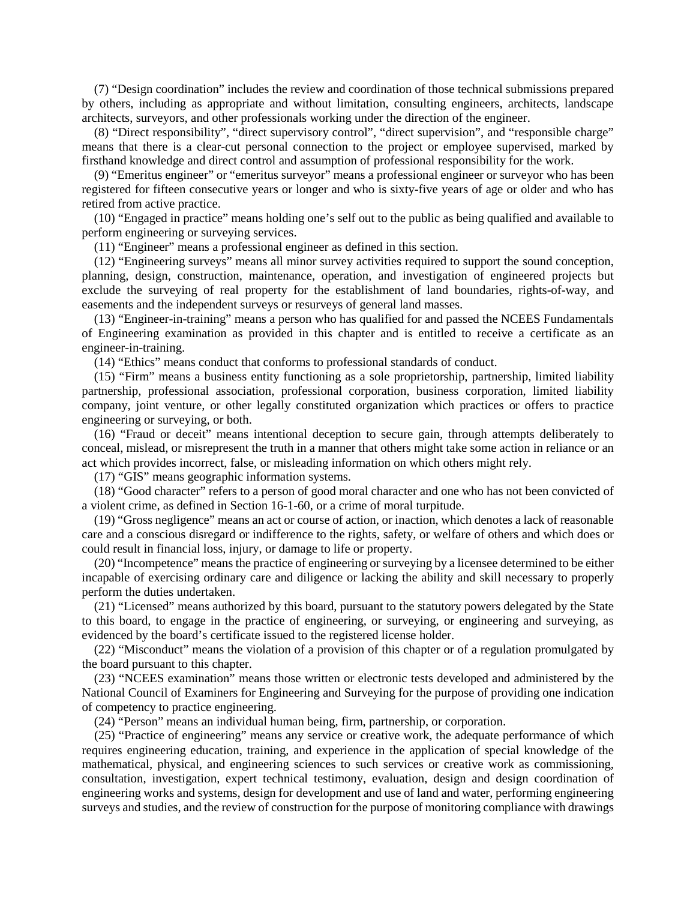(7) "Design coordination" includes the review and coordination of those technical submissions prepared by others, including as appropriate and without limitation, consulting engineers, architects, landscape architects, surveyors, and other professionals working under the direction of the engineer.

(8) "Direct responsibility", "direct supervisory control", "direct supervision", and "responsible charge" means that there is a clear-cut personal connection to the project or employee supervised, marked by firsthand knowledge and direct control and assumption of professional responsibility for the work.

(9) "Emeritus engineer" or "emeritus surveyor" means a professional engineer or surveyor who has been registered for fifteen consecutive years or longer and who is sixty-five years of age or older and who has retired from active practice.

(10) "Engaged in practice" means holding one's self out to the public as being qualified and available to perform engineering or surveying services.

(11) "Engineer" means a professional engineer as defined in this section.

(12) "Engineering surveys" means all minor survey activities required to support the sound conception, planning, design, construction, maintenance, operation, and investigation of engineered projects but exclude the surveying of real property for the establishment of land boundaries, rights-of-way, and easements and the independent surveys or resurveys of general land masses.

(13) "Engineer-in-training" means a person who has qualified for and passed the NCEES Fundamentals of Engineering examination as provided in this chapter and is entitled to receive a certificate as an engineer-in-training.

(14) "Ethics" means conduct that conforms to professional standards of conduct.

(15) "Firm" means a business entity functioning as a sole proprietorship, partnership, limited liability partnership, professional association, professional corporation, business corporation, limited liability company, joint venture, or other legally constituted organization which practices or offers to practice engineering or surveying, or both.

(16) "Fraud or deceit" means intentional deception to secure gain, through attempts deliberately to conceal, mislead, or misrepresent the truth in a manner that others might take some action in reliance or an act which provides incorrect, false, or misleading information on which others might rely.

(17) "GIS" means geographic information systems.

(18) "Good character" refers to a person of good moral character and one who has not been convicted of a violent crime, as defined in Section 16-1-60, or a crime of moral turpitude.

(19) "Gross negligence" means an act or course of action, or inaction, which denotes a lack of reasonable care and a conscious disregard or indifference to the rights, safety, or welfare of others and which does or could result in financial loss, injury, or damage to life or property.

(20) "Incompetence" means the practice of engineering or surveying by a licensee determined to be either incapable of exercising ordinary care and diligence or lacking the ability and skill necessary to properly perform the duties undertaken.

(21) "Licensed" means authorized by this board, pursuant to the statutory powers delegated by the State to this board, to engage in the practice of engineering, or surveying, or engineering and surveying, as evidenced by the board's certificate issued to the registered license holder.

(22) "Misconduct" means the violation of a provision of this chapter or of a regulation promulgated by the board pursuant to this chapter.

(23) "NCEES examination" means those written or electronic tests developed and administered by the National Council of Examiners for Engineering and Surveying for the purpose of providing one indication of competency to practice engineering.

(24) "Person" means an individual human being, firm, partnership, or corporation.

(25) "Practice of engineering" means any service or creative work, the adequate performance of which requires engineering education, training, and experience in the application of special knowledge of the mathematical, physical, and engineering sciences to such services or creative work as commissioning, consultation, investigation, expert technical testimony, evaluation, design and design coordination of engineering works and systems, design for development and use of land and water, performing engineering surveys and studies, and the review of construction for the purpose of monitoring compliance with drawings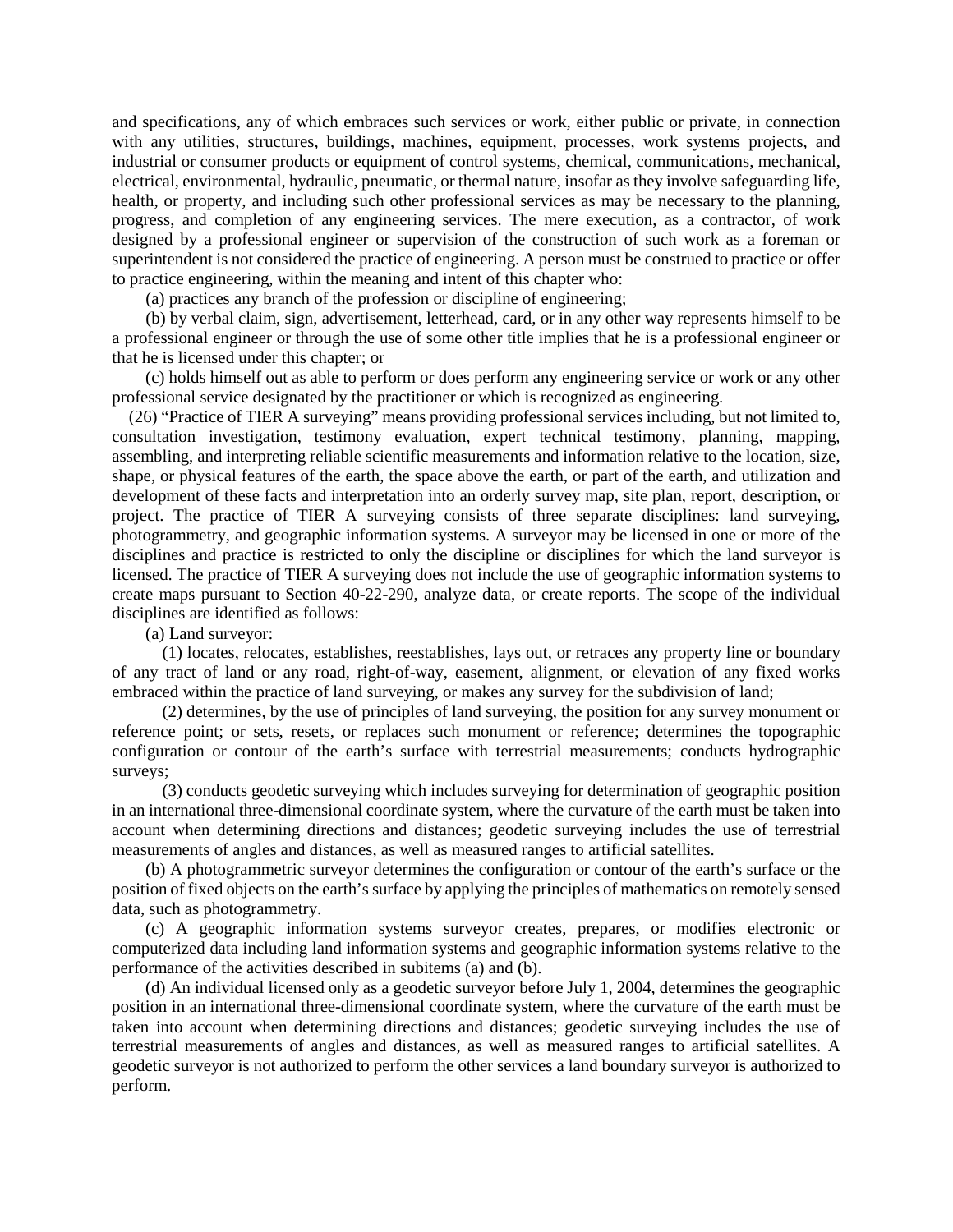and specifications, any of which embraces such services or work, either public or private, in connection with any utilities, structures, buildings, machines, equipment, processes, work systems projects, and industrial or consumer products or equipment of control systems, chemical, communications, mechanical, electrical, environmental, hydraulic, pneumatic, or thermal nature, insofar as they involve safeguarding life, health, or property, and including such other professional services as may be necessary to the planning, progress, and completion of any engineering services. The mere execution, as a contractor, of work designed by a professional engineer or supervision of the construction of such work as a foreman or superintendent is not considered the practice of engineering. A person must be construed to practice or offer to practice engineering, within the meaning and intent of this chapter who:

(a) practices any branch of the profession or discipline of engineering;

(b) by verbal claim, sign, advertisement, letterhead, card, or in any other way represents himself to be a professional engineer or through the use of some other title implies that he is a professional engineer or that he is licensed under this chapter; or

(c) holds himself out as able to perform or does perform any engineering service or work or any other professional service designated by the practitioner or which is recognized as engineering.

(26) "Practice of TIER A surveying" means providing professional services including, but not limited to, consultation investigation, testimony evaluation, expert technical testimony, planning, mapping, assembling, and interpreting reliable scientific measurements and information relative to the location, size, shape, or physical features of the earth, the space above the earth, or part of the earth, and utilization and development of these facts and interpretation into an orderly survey map, site plan, report, description, or project. The practice of TIER A surveying consists of three separate disciplines: land surveying, photogrammetry, and geographic information systems. A surveyor may be licensed in one or more of the disciplines and practice is restricted to only the discipline or disciplines for which the land surveyor is licensed. The practice of TIER A surveying does not include the use of geographic information systems to create maps pursuant to Section 40-22-290, analyze data, or create reports. The scope of the individual disciplines are identified as follows:

(a) Land surveyor:

(1) locates, relocates, establishes, reestablishes, lays out, or retraces any property line or boundary of any tract of land or any road, right-of-way, easement, alignment, or elevation of any fixed works embraced within the practice of land surveying, or makes any survey for the subdivision of land;

(2) determines, by the use of principles of land surveying, the position for any survey monument or reference point; or sets, resets, or replaces such monument or reference; determines the topographic configuration or contour of the earth's surface with terrestrial measurements; conducts hydrographic surveys;

(3) conducts geodetic surveying which includes surveying for determination of geographic position in an international three-dimensional coordinate system, where the curvature of the earth must be taken into account when determining directions and distances; geodetic surveying includes the use of terrestrial measurements of angles and distances, as well as measured ranges to artificial satellites.

(b) A photogrammetric surveyor determines the configuration or contour of the earth's surface or the position of fixed objects on the earth's surface by applying the principles of mathematics on remotely sensed data, such as photogrammetry.

(c) A geographic information systems surveyor creates, prepares, or modifies electronic or computerized data including land information systems and geographic information systems relative to the performance of the activities described in subitems (a) and (b).

(d) An individual licensed only as a geodetic surveyor before July 1, 2004, determines the geographic position in an international three-dimensional coordinate system, where the curvature of the earth must be taken into account when determining directions and distances; geodetic surveying includes the use of terrestrial measurements of angles and distances, as well as measured ranges to artificial satellites. A geodetic surveyor is not authorized to perform the other services a land boundary surveyor is authorized to perform.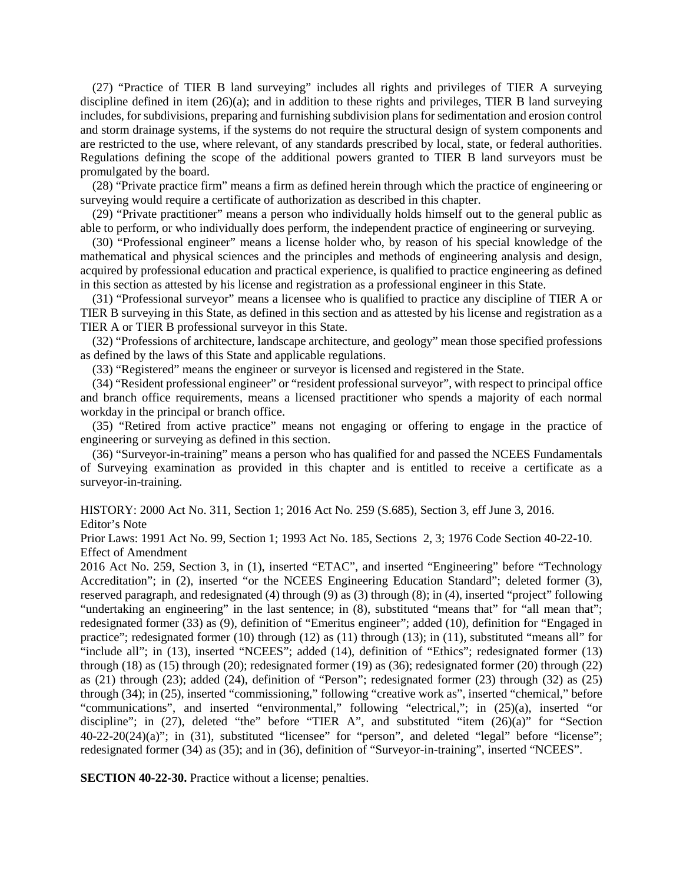(27) "Practice of TIER B land surveying" includes all rights and privileges of TIER A surveying discipline defined in item (26)(a); and in addition to these rights and privileges, TIER B land surveying includes, for subdivisions, preparing and furnishing subdivision plans for sedimentation and erosion control and storm drainage systems, if the systems do not require the structural design of system components and are restricted to the use, where relevant, of any standards prescribed by local, state, or federal authorities. Regulations defining the scope of the additional powers granted to TIER B land surveyors must be promulgated by the board.

(28) "Private practice firm" means a firm as defined herein through which the practice of engineering or surveying would require a certificate of authorization as described in this chapter.

(29) "Private practitioner" means a person who individually holds himself out to the general public as able to perform, or who individually does perform, the independent practice of engineering or surveying.

(30) "Professional engineer" means a license holder who, by reason of his special knowledge of the mathematical and physical sciences and the principles and methods of engineering analysis and design, acquired by professional education and practical experience, is qualified to practice engineering as defined in this section as attested by his license and registration as a professional engineer in this State.

(31) "Professional surveyor" means a licensee who is qualified to practice any discipline of TIER A or TIER B surveying in this State, as defined in this section and as attested by his license and registration as a TIER A or TIER B professional surveyor in this State.

(32) "Professions of architecture, landscape architecture, and geology" mean those specified professions as defined by the laws of this State and applicable regulations.

(33) "Registered" means the engineer or surveyor is licensed and registered in the State.

(34) "Resident professional engineer" or "resident professional surveyor", with respect to principal office and branch office requirements, means a licensed practitioner who spends a majority of each normal workday in the principal or branch office.

(35) "Retired from active practice" means not engaging or offering to engage in the practice of engineering or surveying as defined in this section.

(36) "Surveyor-in-training" means a person who has qualified for and passed the NCEES Fundamentals of Surveying examination as provided in this chapter and is entitled to receive a certificate as a surveyor-in-training.

HISTORY: 2000 Act No. 311, Section 1; 2016 Act No. 259 (S.685), Section 3, eff June 3, 2016.

Editor's Note

Prior Laws: 1991 Act No. 99, Section 1; 1993 Act No. 185, Sections 2, 3; 1976 Code Section 40-22-10.

Effect of Amendment

2016 Act No. 259, Section 3, in (1), inserted "ETAC", and inserted "Engineering" before "Technology Accreditation"; in (2), inserted "or the NCEES Engineering Education Standard"; deleted former (3), reserved paragraph, and redesignated (4) through (9) as (3) through (8); in (4), inserted "project" following "undertaking an engineering" in the last sentence; in (8), substituted "means that" for "all mean that"; redesignated former (33) as (9), definition of "Emeritus engineer"; added (10), definition for "Engaged in practice"; redesignated former (10) through (12) as (11) through (13); in (11), substituted "means all" for "include all"; in (13), inserted "NCEES"; added (14), definition of "Ethics"; redesignated former (13) through (18) as (15) through (20); redesignated former (19) as (36); redesignated former (20) through (22) as (21) through (23); added (24), definition of "Person"; redesignated former (23) through (32) as (25) through (34); in (25), inserted "commissioning," following "creative work as", inserted "chemical," before "communications", and inserted "environmental," following "electrical,"; in (25)(a), inserted "or discipline"; in (27), deleted "the" before "TIER A", and substituted "item (26)(a)" for "Section 40-22-20(24)(a)"; in (31), substituted "licensee" for "person", and deleted "legal" before "license"; redesignated former (34) as (35); and in (36), definition of "Surveyor-in-training", inserted "NCEES".

**SECTION 40-22-30.** Practice without a license; penalties.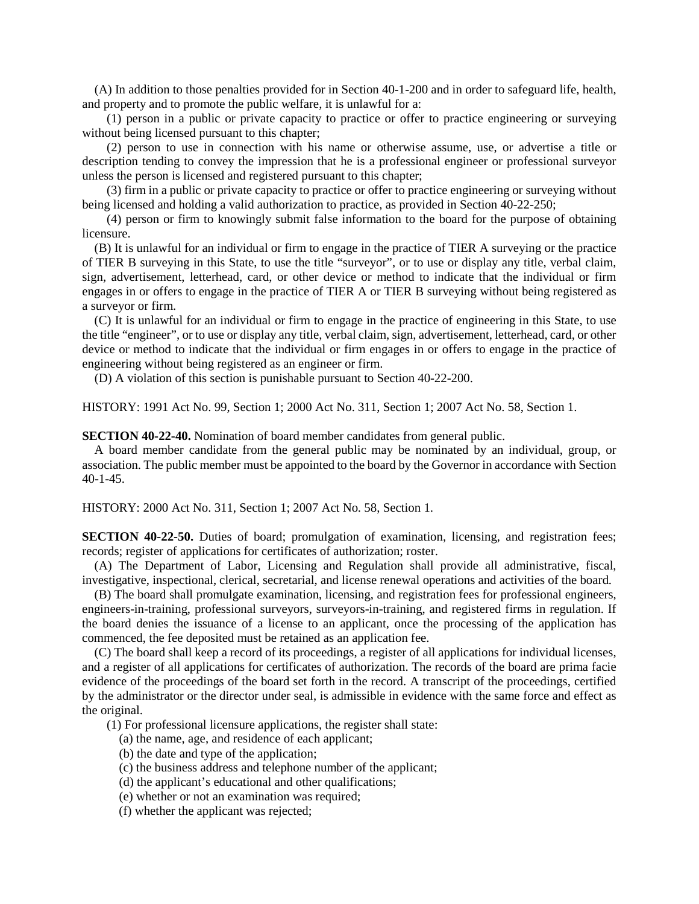(A) In addition to those penalties provided for in Section 40-1-200 and in order to safeguard life, health, and property and to promote the public welfare, it is unlawful for a:

(1) person in a public or private capacity to practice or offer to practice engineering or surveying without being licensed pursuant to this chapter;

(2) person to use in connection with his name or otherwise assume, use, or advertise a title or description tending to convey the impression that he is a professional engineer or professional surveyor unless the person is licensed and registered pursuant to this chapter;

(3) firm in a public or private capacity to practice or offer to practice engineering or surveying without being licensed and holding a valid authorization to practice, as provided in Section 40-22-250;

(4) person or firm to knowingly submit false information to the board for the purpose of obtaining licensure.

(B) It is unlawful for an individual or firm to engage in the practice of TIER A surveying or the practice of TIER B surveying in this State, to use the title "surveyor", or to use or display any title, verbal claim, sign, advertisement, letterhead, card, or other device or method to indicate that the individual or firm engages in or offers to engage in the practice of TIER A or TIER B surveying without being registered as a surveyor or firm.

(C) It is unlawful for an individual or firm to engage in the practice of engineering in this State, to use the title "engineer", or to use or display any title, verbal claim, sign, advertisement, letterhead, card, or other device or method to indicate that the individual or firm engages in or offers to engage in the practice of engineering without being registered as an engineer or firm.

(D) A violation of this section is punishable pursuant to Section 40-22-200.

HISTORY: 1991 Act No. 99, Section 1; 2000 Act No. 311, Section 1; 2007 Act No. 58, Section 1.

**SECTION 40-22-40.** Nomination of board member candidates from general public.

A board member candidate from the general public may be nominated by an individual, group, or association. The public member must be appointed to the board by the Governor in accordance with Section 40-1-45.

HISTORY: 2000 Act No. 311, Section 1; 2007 Act No. 58, Section 1.

**SECTION 40-22-50.** Duties of board; promulgation of examination, licensing, and registration fees; records; register of applications for certificates of authorization; roster.

(A) The Department of Labor, Licensing and Regulation shall provide all administrative, fiscal, investigative, inspectional, clerical, secretarial, and license renewal operations and activities of the board.

(B) The board shall promulgate examination, licensing, and registration fees for professional engineers, engineers-in-training, professional surveyors, surveyors-in-training, and registered firms in regulation. If the board denies the issuance of a license to an applicant, once the processing of the application has commenced, the fee deposited must be retained as an application fee.

(C) The board shall keep a record of its proceedings, a register of all applications for individual licenses, and a register of all applications for certificates of authorization. The records of the board are prima facie evidence of the proceedings of the board set forth in the record. A transcript of the proceedings, certified by the administrator or the director under seal, is admissible in evidence with the same force and effect as the original.

(1) For professional licensure applications, the register shall state:

(a) the name, age, and residence of each applicant;

(b) the date and type of the application;

(c) the business address and telephone number of the applicant;

(d) the applicant's educational and other qualifications;

(e) whether or not an examination was required;

(f) whether the applicant was rejected;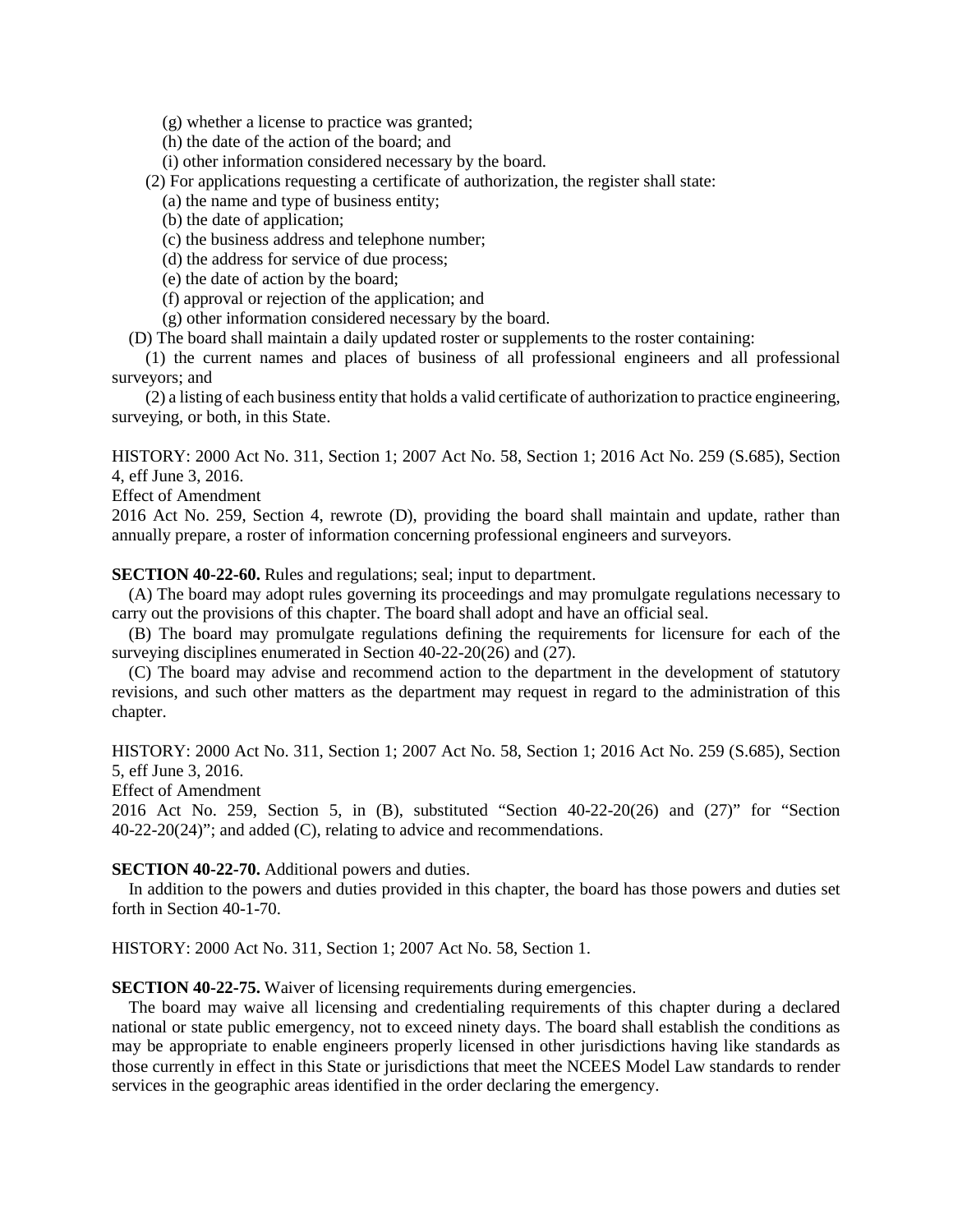(g) whether a license to practice was granted;

(h) the date of the action of the board; and

(i) other information considered necessary by the board.

(2) For applications requesting a certificate of authorization, the register shall state:

(a) the name and type of business entity;

(b) the date of application;

(c) the business address and telephone number;

(d) the address for service of due process;

(e) the date of action by the board;

(f) approval or rejection of the application; and

(g) other information considered necessary by the board.

(D) The board shall maintain a daily updated roster or supplements to the roster containing:

(1) the current names and places of business of all professional engineers and all professional surveyors; and

(2) a listing of each business entity that holds a valid certificate of authorization to practice engineering, surveying, or both, in this State.

HISTORY: 2000 Act No. 311, Section 1; 2007 Act No. 58, Section 1; 2016 Act No. 259 (S.685), Section 4, eff June 3, 2016.

Effect of Amendment

2016 Act No. 259, Section 4, rewrote (D), providing the board shall maintain and update, rather than annually prepare, a roster of information concerning professional engineers and surveyors.

**SECTION 40-22-60.** Rules and regulations; seal; input to department.

(A) The board may adopt rules governing its proceedings and may promulgate regulations necessary to carry out the provisions of this chapter. The board shall adopt and have an official seal.

(B) The board may promulgate regulations defining the requirements for licensure for each of the surveying disciplines enumerated in Section 40-22-20(26) and (27).

(C) The board may advise and recommend action to the department in the development of statutory revisions, and such other matters as the department may request in regard to the administration of this chapter.

HISTORY: 2000 Act No. 311, Section 1; 2007 Act No. 58, Section 1; 2016 Act No. 259 (S.685), Section 5, eff June 3, 2016.

Effect of Amendment

2016 Act No. 259, Section 5, in (B), substituted "Section 40-22-20(26) and (27)" for "Section 40-22-20(24)"; and added (C), relating to advice and recommendations.

**SECTION 40-22-70.** Additional powers and duties.

In addition to the powers and duties provided in this chapter, the board has those powers and duties set forth in Section 40-1-70.

HISTORY: 2000 Act No. 311, Section 1; 2007 Act No. 58, Section 1.

**SECTION 40-22-75.** Waiver of licensing requirements during emergencies.

The board may waive all licensing and credentialing requirements of this chapter during a declared national or state public emergency, not to exceed ninety days. The board shall establish the conditions as may be appropriate to enable engineers properly licensed in other jurisdictions having like standards as those currently in effect in this State or jurisdictions that meet the NCEES Model Law standards to render services in the geographic areas identified in the order declaring the emergency.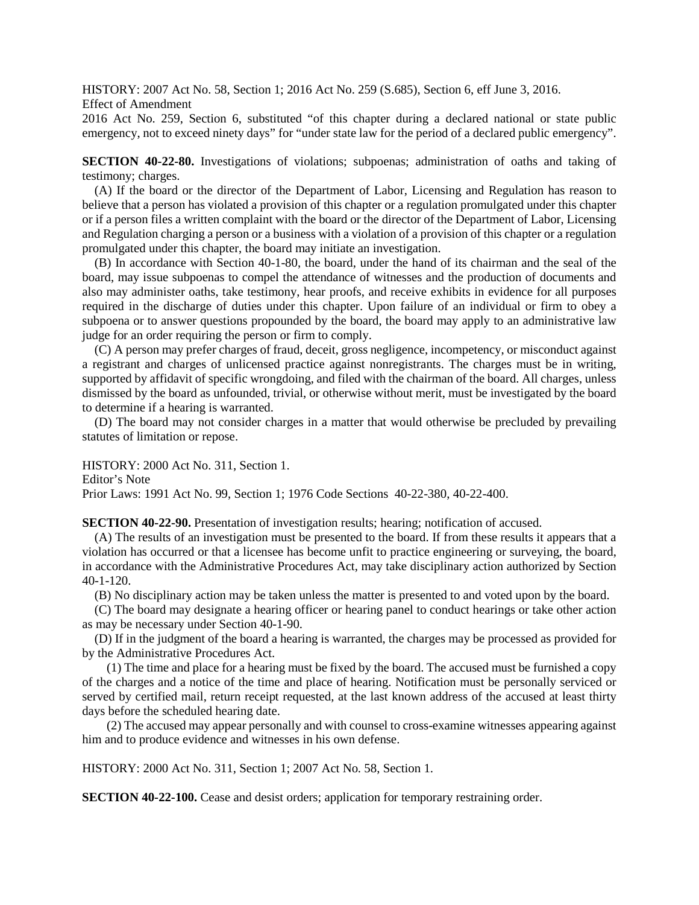HISTORY: 2007 Act No. 58, Section 1; 2016 Act No. 259 (S.685), Section 6, eff June 3, 2016.
Effect of Amendment

2016 Act No. 259, Section 6, substituted "of this chapter during a declared national or state public emergency, not to exceed ninety days" for "under state law for the period of a declared public emergency".

**SECTION 40-22-80.** Investigations of violations; subpoenas; administration of oaths and taking of testimony; charges.

(A) If the board or the director of the Department of Labor, Licensing and Regulation has reason to believe that a person has violated a provision of this chapter or a regulation promulgated under this chapter or if a person files a written complaint with the board or the director of the Department of Labor, Licensing and Regulation charging a person or a business with a violation of a provision of this chapter or a regulation promulgated under this chapter, the board may initiate an investigation.

(B) In accordance with Section 40-1-80, the board, under the hand of its chairman and the seal of the board, may issue subpoenas to compel the attendance of witnesses and the production of documents and also may administer oaths, take testimony, hear proofs, and receive exhibits in evidence for all purposes required in the discharge of duties under this chapter. Upon failure of an individual or firm to obey a subpoena or to answer questions propounded by the board, the board may apply to an administrative law judge for an order requiring the person or firm to comply.

(C) A person may prefer charges of fraud, deceit, gross negligence, incompetency, or misconduct against a registrant and charges of unlicensed practice against nonregistrants. The charges must be in writing, supported by affidavit of specific wrongdoing, and filed with the chairman of the board. All charges, unless dismissed by the board as unfounded, trivial, or otherwise without merit, must be investigated by the board to determine if a hearing is warranted.

(D) The board may not consider charges in a matter that would otherwise be precluded by prevailing statutes of limitation or repose.

HISTORY: 2000 Act No. 311, Section 1.
Editor's Note
Prior Laws: 1991 Act No. 99, Section 1; 1976 Code Sections 40-22-380, 40-22-400.

**SECTION 40-22-90.** Presentation of investigation results; hearing; notification of accused.

(A) The results of an investigation must be presented to the board. If from these results it appears that a violation has occurred or that a licensee has become unfit to practice engineering or surveying, the board, in accordance with the Administrative Procedures Act, may take disciplinary action authorized by Section 40-1-120.

(B) No disciplinary action may be taken unless the matter is presented to and voted upon by the board.

(C) The board may designate a hearing officer or hearing panel to conduct hearings or take other action as may be necessary under Section 40-1-90.

(D) If in the judgment of the board a hearing is warranted, the charges may be processed as provided for by the Administrative Procedures Act.

(1) The time and place for a hearing must be fixed by the board. The accused must be furnished a copy of the charges and a notice of the time and place of hearing. Notification must be personally serviced or served by certified mail, return receipt requested, at the last known address of the accused at least thirty days before the scheduled hearing date.

(2) The accused may appear personally and with counsel to cross-examine witnesses appearing against him and to produce evidence and witnesses in his own defense.

HISTORY: 2000 Act No. 311, Section 1; 2007 Act No. 58, Section 1.

**SECTION 40-22-100.** Cease and desist orders; application for temporary restraining order.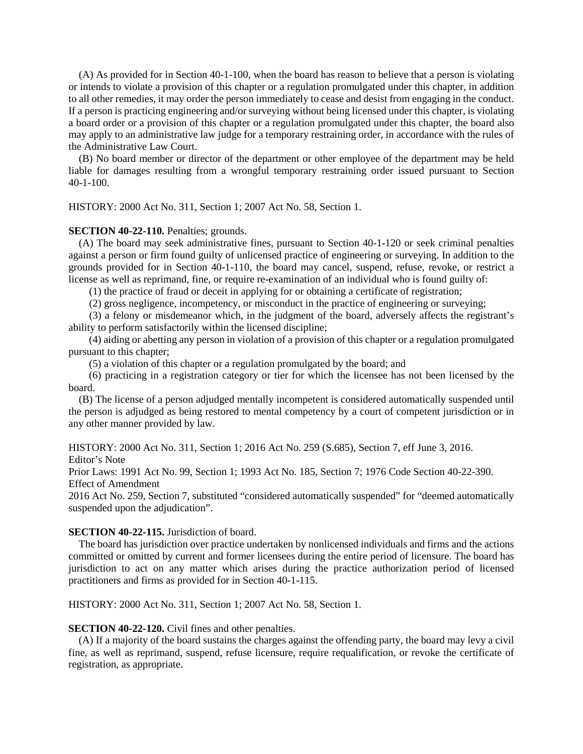(A) As provided for in Section 40-1-100, when the board has reason to believe that a person is violating or intends to violate a provision of this chapter or a regulation promulgated under this chapter, in addition to all other remedies, it may order the person immediately to cease and desist from engaging in the conduct. If a person is practicing engineering and/or surveying without being licensed under this chapter, is violating a board order or a provision of this chapter or a regulation promulgated under this chapter, the board also may apply to an administrative law judge for a temporary restraining order, in accordance with the rules of the Administrative Law Court.

(B) No board member or director of the department or other employee of the department may be held liable for damages resulting from a wrongful temporary restraining order issued pursuant to Section 40-1-100.

HISTORY: 2000 Act No. 311, Section 1; 2007 Act No. 58, Section 1.

**SECTION 40-22-110.** Penalties; grounds.

(A) The board may seek administrative fines, pursuant to Section 40-1-120 or seek criminal penalties against a person or firm found guilty of unlicensed practice of engineering or surveying. In addition to the grounds provided for in Section 40-1-110, the board may cancel, suspend, refuse, revoke, or restrict a license as well as reprimand, fine, or require re-examination of an individual who is found guilty of:

(1) the practice of fraud or deceit in applying for or obtaining a certificate of registration;

(2) gross negligence, incompetency, or misconduct in the practice of engineering or surveying;

(3) a felony or misdemeanor which, in the judgment of the board, adversely affects the registrant's ability to perform satisfactorily within the licensed discipline;

(4) aiding or abetting any person in violation of a provision of this chapter or a regulation promulgated pursuant to this chapter;

(5) a violation of this chapter or a regulation promulgated by the board; and

(6) practicing in a registration category or tier for which the licensee has not been licensed by the board.

(B) The license of a person adjudged mentally incompetent is considered automatically suspended until the person is adjudged as being restored to mental competency by a court of competent jurisdiction or in any other manner provided by law.

HISTORY: 2000 Act No. 311, Section 1; 2016 Act No. 259 (S.685), Section 7, eff June 3, 2016.
Editor's Note
Prior Laws: 1991 Act No. 99, Section 1; 1993 Act No. 185, Section 7; 1976 Code Section 40-22-390.
Effect of Amendment
2016 Act No. 259, Section 7, substituted "considered automatically suspended" for "deemed automatically suspended upon the adjudication".

**SECTION 40-22-115.** Jurisdiction of board.

The board has jurisdiction over practice undertaken by nonlicensed individuals and firms and the actions committed or omitted by current and former licensees during the entire period of licensure. The board has jurisdiction to act on any matter which arises during the practice authorization period of licensed practitioners and firms as provided for in Section 40-1-115.

HISTORY: 2000 Act No. 311, Section 1; 2007 Act No. 58, Section 1.

**SECTION 40-22-120.** Civil fines and other penalties.

(A) If a majority of the board sustains the charges against the offending party, the board may levy a civil fine, as well as reprimand, suspend, refuse licensure, require requalification, or revoke the certificate of registration, as appropriate.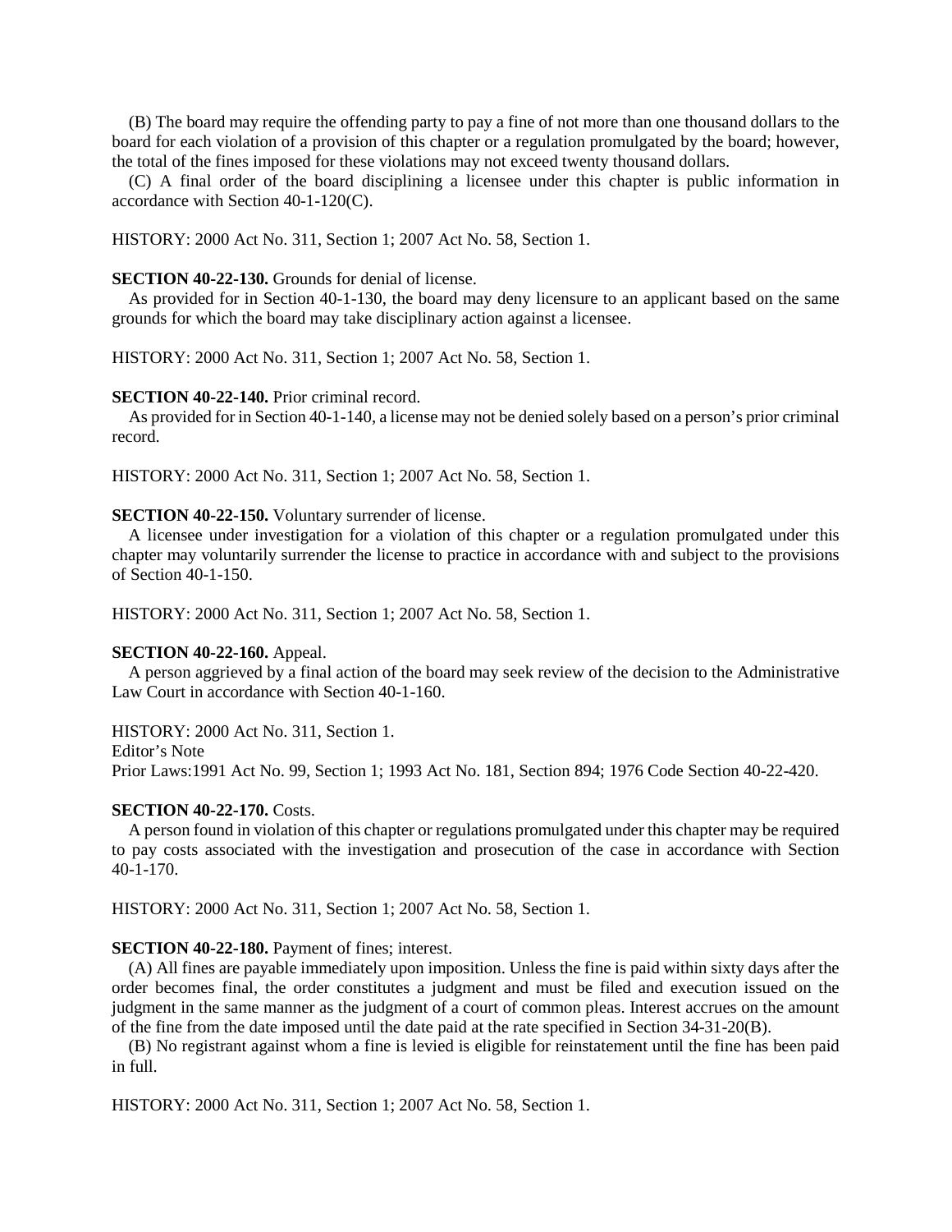(B) The board may require the offending party to pay a fine of not more than one thousand dollars to the board for each violation of a provision of this chapter or a regulation promulgated by the board; however, the total of the fines imposed for these violations may not exceed twenty thousand dollars.

(C) A final order of the board disciplining a licensee under this chapter is public information in accordance with Section 40-1-120(C).

HISTORY: 2000 Act No. 311, Section 1; 2007 Act No. 58, Section 1.

**SECTION 40-22-130.** Grounds for denial of license.

As provided for in Section 40-1-130, the board may deny licensure to an applicant based on the same grounds for which the board may take disciplinary action against a licensee.

HISTORY: 2000 Act No. 311, Section 1; 2007 Act No. 58, Section 1.

**SECTION 40-22-140.** Prior criminal record.

As provided for in Section 40-1-140, a license may not be denied solely based on a person's prior criminal record.

HISTORY: 2000 Act No. 311, Section 1; 2007 Act No. 58, Section 1.

**SECTION 40-22-150.** Voluntary surrender of license.

A licensee under investigation for a violation of this chapter or a regulation promulgated under this chapter may voluntarily surrender the license to practice in accordance with and subject to the provisions of Section 40-1-150.

HISTORY: 2000 Act No. 311, Section 1; 2007 Act No. 58, Section 1.

**SECTION 40-22-160.** Appeal.

A person aggrieved by a final action of the board may seek review of the decision to the Administrative Law Court in accordance with Section 40-1-160.

HISTORY: 2000 Act No. 311, Section 1.
Editor's Note
Prior Laws:1991 Act No. 99, Section 1; 1993 Act No. 181, Section 894; 1976 Code Section 40-22-420.

**SECTION 40-22-170.** Costs.

A person found in violation of this chapter or regulations promulgated under this chapter may be required to pay costs associated with the investigation and prosecution of the case in accordance with Section 40-1-170.

HISTORY: 2000 Act No. 311, Section 1; 2007 Act No. 58, Section 1.

**SECTION 40-22-180.** Payment of fines; interest.

(A) All fines are payable immediately upon imposition. Unless the fine is paid within sixty days after the order becomes final, the order constitutes a judgment and must be filed and execution issued on the judgment in the same manner as the judgment of a court of common pleas. Interest accrues on the amount of the fine from the date imposed until the date paid at the rate specified in Section 34-31-20(B).

(B) No registrant against whom a fine is levied is eligible for reinstatement until the fine has been paid in full.

HISTORY: 2000 Act No. 311, Section 1; 2007 Act No. 58, Section 1.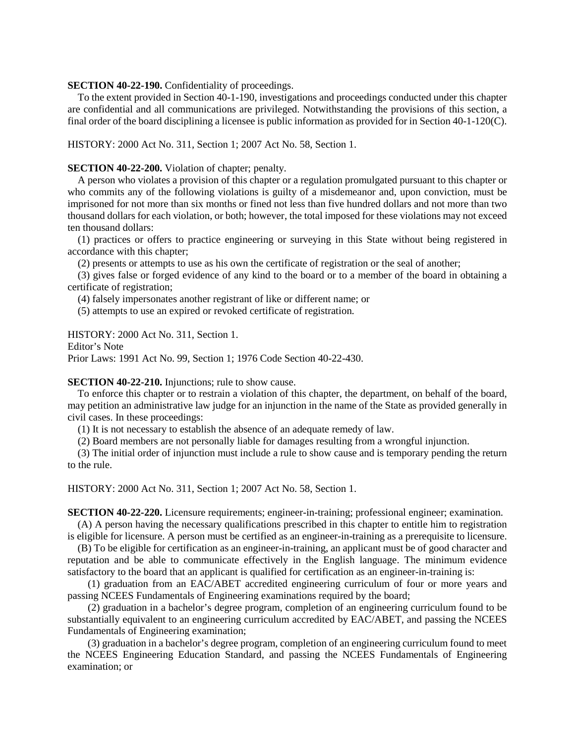**SECTION 40-22-190.** Confidentiality of proceedings.

To the extent provided in Section 40-1-190, investigations and proceedings conducted under this chapter are confidential and all communications are privileged. Notwithstanding the provisions of this section, a final order of the board disciplining a licensee is public information as provided for in Section 40-1-120(C).

HISTORY: 2000 Act No. 311, Section 1; 2007 Act No. 58, Section 1.

**SECTION 40-22-200.** Violation of chapter; penalty.

A person who violates a provision of this chapter or a regulation promulgated pursuant to this chapter or who commits any of the following violations is guilty of a misdemeanor and, upon conviction, must be imprisoned for not more than six months or fined not less than five hundred dollars and not more than two thousand dollars for each violation, or both; however, the total imposed for these violations may not exceed ten thousand dollars:

(1) practices or offers to practice engineering or surveying in this State without being registered in accordance with this chapter;

(2) presents or attempts to use as his own the certificate of registration or the seal of another;

(3) gives false or forged evidence of any kind to the board or to a member of the board in obtaining a certificate of registration;

(4) falsely impersonates another registrant of like or different name; or

(5) attempts to use an expired or revoked certificate of registration.

HISTORY: 2000 Act No. 311, Section 1.

Editor's Note

Prior Laws: 1991 Act No. 99, Section 1; 1976 Code Section 40-22-430.

**SECTION 40-22-210.** Injunctions; rule to show cause.

To enforce this chapter or to restrain a violation of this chapter, the department, on behalf of the board, may petition an administrative law judge for an injunction in the name of the State as provided generally in civil cases. In these proceedings:

(1) It is not necessary to establish the absence of an adequate remedy of law.

(2) Board members are not personally liable for damages resulting from a wrongful injunction.

(3) The initial order of injunction must include a rule to show cause and is temporary pending the return to the rule.

HISTORY: 2000 Act No. 311, Section 1; 2007 Act No. 58, Section 1.

**SECTION 40-22-220.** Licensure requirements; engineer-in-training; professional engineer; examination.

(A) A person having the necessary qualifications prescribed in this chapter to entitle him to registration is eligible for licensure. A person must be certified as an engineer-in-training as a prerequisite to licensure.

(B) To be eligible for certification as an engineer-in-training, an applicant must be of good character and reputation and be able to communicate effectively in the English language. The minimum evidence satisfactory to the board that an applicant is qualified for certification as an engineer-in-training is:

(1) graduation from an EAC/ABET accredited engineering curriculum of four or more years and passing NCEES Fundamentals of Engineering examinations required by the board;

(2) graduation in a bachelor's degree program, completion of an engineering curriculum found to be substantially equivalent to an engineering curriculum accredited by EAC/ABET, and passing the NCEES Fundamentals of Engineering examination;

(3) graduation in a bachelor's degree program, completion of an engineering curriculum found to meet the NCEES Engineering Education Standard, and passing the NCEES Fundamentals of Engineering examination; or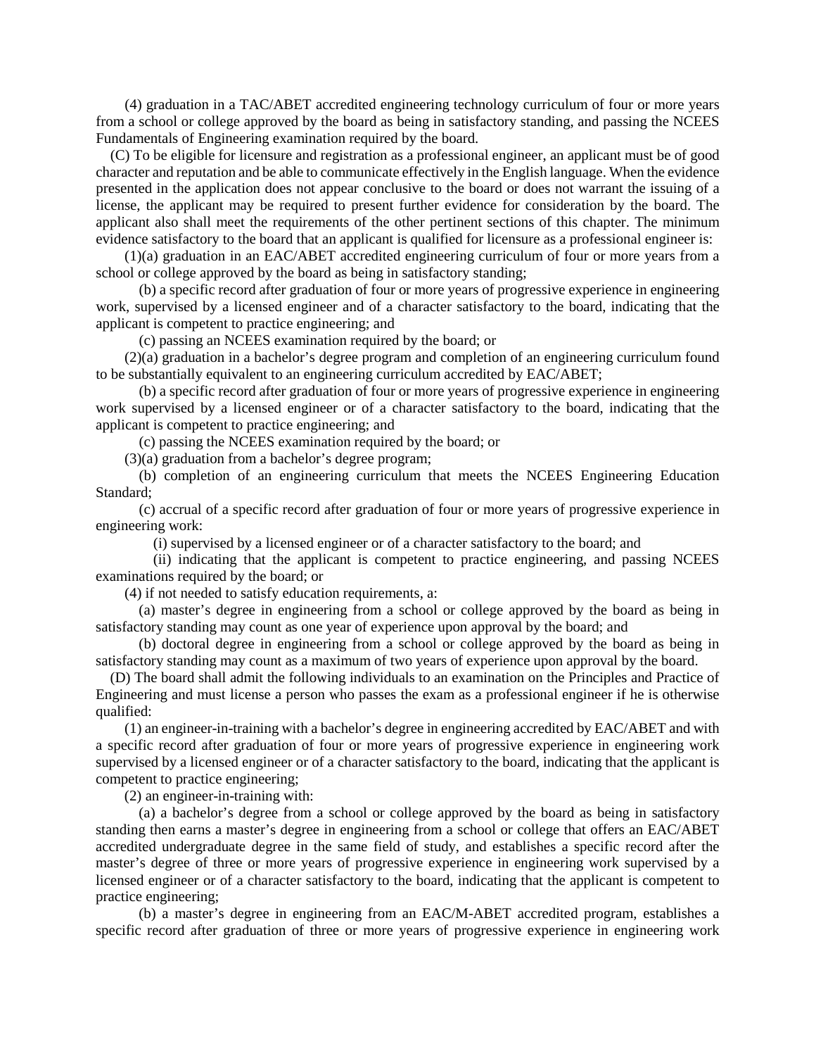(4) graduation in a TAC/ABET accredited engineering technology curriculum of four or more years from a school or college approved by the board as being in satisfactory standing, and passing the NCEES Fundamentals of Engineering examination required by the board.

(C) To be eligible for licensure and registration as a professional engineer, an applicant must be of good character and reputation and be able to communicate effectively in the English language. When the evidence presented in the application does not appear conclusive to the board or does not warrant the issuing of a license, the applicant may be required to present further evidence for consideration by the board. The applicant also shall meet the requirements of the other pertinent sections of this chapter. The minimum evidence satisfactory to the board that an applicant is qualified for licensure as a professional engineer is:

(1)(a) graduation in an EAC/ABET accredited engineering curriculum of four or more years from a school or college approved by the board as being in satisfactory standing;

(b) a specific record after graduation of four or more years of progressive experience in engineering work, supervised by a licensed engineer and of a character satisfactory to the board, indicating that the applicant is competent to practice engineering; and

(c) passing an NCEES examination required by the board; or

(2)(a) graduation in a bachelor's degree program and completion of an engineering curriculum found to be substantially equivalent to an engineering curriculum accredited by EAC/ABET;

(b) a specific record after graduation of four or more years of progressive experience in engineering work supervised by a licensed engineer or of a character satisfactory to the board, indicating that the applicant is competent to practice engineering; and

(c) passing the NCEES examination required by the board; or

(3)(a) graduation from a bachelor's degree program;

(b) completion of an engineering curriculum that meets the NCEES Engineering Education Standard;

(c) accrual of a specific record after graduation of four or more years of progressive experience in engineering work:

(i) supervised by a licensed engineer or of a character satisfactory to the board; and

(ii) indicating that the applicant is competent to practice engineering, and passing NCEES examinations required by the board; or

(4) if not needed to satisfy education requirements, a:

(a) master's degree in engineering from a school or college approved by the board as being in satisfactory standing may count as one year of experience upon approval by the board; and

(b) doctoral degree in engineering from a school or college approved by the board as being in satisfactory standing may count as a maximum of two years of experience upon approval by the board.

(D) The board shall admit the following individuals to an examination on the Principles and Practice of Engineering and must license a person who passes the exam as a professional engineer if he is otherwise qualified:

(1) an engineer-in-training with a bachelor's degree in engineering accredited by EAC/ABET and with a specific record after graduation of four or more years of progressive experience in engineering work supervised by a licensed engineer or of a character satisfactory to the board, indicating that the applicant is competent to practice engineering;

(2) an engineer-in-training with:

(a) a bachelor's degree from a school or college approved by the board as being in satisfactory standing then earns a master's degree in engineering from a school or college that offers an EAC/ABET accredited undergraduate degree in the same field of study, and establishes a specific record after the master's degree of three or more years of progressive experience in engineering work supervised by a licensed engineer or of a character satisfactory to the board, indicating that the applicant is competent to practice engineering;

(b) a master's degree in engineering from an EAC/M-ABET accredited program, establishes a specific record after graduation of three or more years of progressive experience in engineering work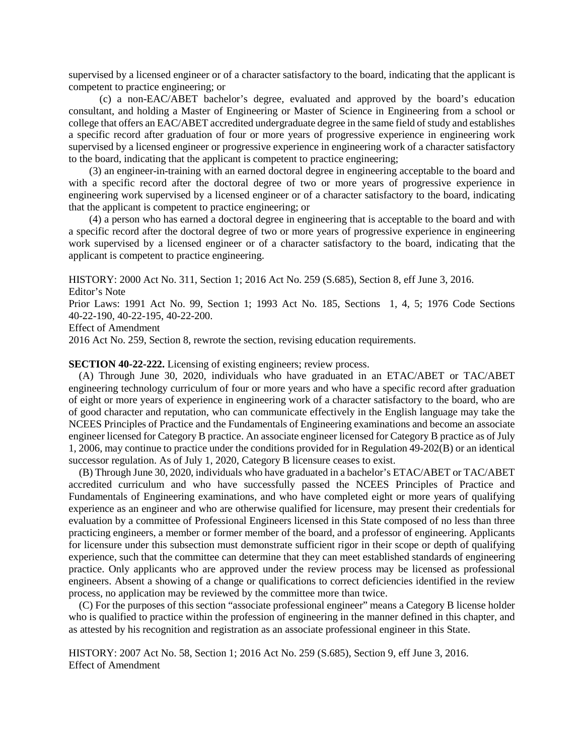supervised by a licensed engineer or of a character satisfactory to the board, indicating that the applicant is competent to practice engineering; or

(c) a non-EAC/ABET bachelor's degree, evaluated and approved by the board's education consultant, and holding a Master of Engineering or Master of Science in Engineering from a school or college that offers an EAC/ABET accredited undergraduate degree in the same field of study and establishes a specific record after graduation of four or more years of progressive experience in engineering work supervised by a licensed engineer or progressive experience in engineering work of a character satisfactory to the board, indicating that the applicant is competent to practice engineering;

(3) an engineer-in-training with an earned doctoral degree in engineering acceptable to the board and with a specific record after the doctoral degree of two or more years of progressive experience in engineering work supervised by a licensed engineer or of a character satisfactory to the board, indicating that the applicant is competent to practice engineering; or

(4) a person who has earned a doctoral degree in engineering that is acceptable to the board and with a specific record after the doctoral degree of two or more years of progressive experience in engineering work supervised by a licensed engineer or of a character satisfactory to the board, indicating that the applicant is competent to practice engineering.

HISTORY: 2000 Act No. 311, Section 1; 2016 Act No. 259 (S.685), Section 8, eff June 3, 2016.

Editor's Note

Prior Laws: 1991 Act No. 99, Section 1; 1993 Act No. 185, Sections 1, 4, 5; 1976 Code Sections 40-22-190, 40-22-195, 40-22-200.

Effect of Amendment

2016 Act No. 259, Section 8, rewrote the section, revising education requirements.

**SECTION 40-22-222.** Licensing of existing engineers; review process.

(A) Through June 30, 2020, individuals who have graduated in an ETAC/ABET or TAC/ABET engineering technology curriculum of four or more years and who have a specific record after graduation of eight or more years of experience in engineering work of a character satisfactory to the board, who are of good character and reputation, who can communicate effectively in the English language may take the NCEES Principles of Practice and the Fundamentals of Engineering examinations and become an associate engineer licensed for Category B practice. An associate engineer licensed for Category B practice as of July 1, 2006, may continue to practice under the conditions provided for in Regulation 49-202(B) or an identical successor regulation. As of July 1, 2020, Category B licensure ceases to exist.

(B) Through June 30, 2020, individuals who have graduated in a bachelor's ETAC/ABET or TAC/ABET accredited curriculum and who have successfully passed the NCEES Principles of Practice and Fundamentals of Engineering examinations, and who have completed eight or more years of qualifying experience as an engineer and who are otherwise qualified for licensure, may present their credentials for evaluation by a committee of Professional Engineers licensed in this State composed of no less than three practicing engineers, a member or former member of the board, and a professor of engineering. Applicants for licensure under this subsection must demonstrate sufficient rigor in their scope or depth of qualifying experience, such that the committee can determine that they can meet established standards of engineering practice. Only applicants who are approved under the review process may be licensed as professional engineers. Absent a showing of a change or qualifications to correct deficiencies identified in the review process, no application may be reviewed by the committee more than twice.

(C) For the purposes of this section "associate professional engineer" means a Category B license holder who is qualified to practice within the profession of engineering in the manner defined in this chapter, and as attested by his recognition and registration as an associate professional engineer in this State.

HISTORY: 2007 Act No. 58, Section 1; 2016 Act No. 259 (S.685), Section 9, eff June 3, 2016.

Effect of Amendment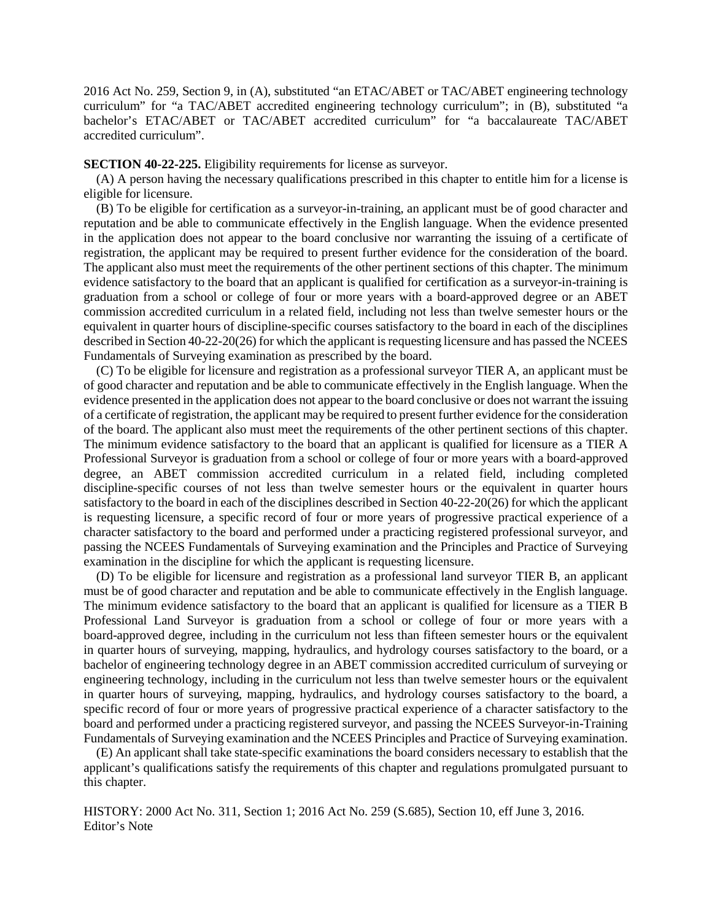2016 Act No. 259, Section 9, in (A), substituted "an ETAC/ABET or TAC/ABET engineering technology curriculum" for "a TAC/ABET accredited engineering technology curriculum"; in (B), substituted "a bachelor's ETAC/ABET or TAC/ABET accredited curriculum" for "a baccalaureate TAC/ABET accredited curriculum".

**SECTION 40-22-225.** Eligibility requirements for license as surveyor.

(A) A person having the necessary qualifications prescribed in this chapter to entitle him for a license is eligible for licensure.

(B) To be eligible for certification as a surveyor-in-training, an applicant must be of good character and reputation and be able to communicate effectively in the English language. When the evidence presented in the application does not appear to the board conclusive nor warranting the issuing of a certificate of registration, the applicant may be required to present further evidence for the consideration of the board. The applicant also must meet the requirements of the other pertinent sections of this chapter. The minimum evidence satisfactory to the board that an applicant is qualified for certification as a surveyor-in-training is graduation from a school or college of four or more years with a board-approved degree or an ABET commission accredited curriculum in a related field, including not less than twelve semester hours or the equivalent in quarter hours of discipline-specific courses satisfactory to the board in each of the disciplines described in Section 40-22-20(26) for which the applicant is requesting licensure and has passed the NCEES Fundamentals of Surveying examination as prescribed by the board.

(C) To be eligible for licensure and registration as a professional surveyor TIER A, an applicant must be of good character and reputation and be able to communicate effectively in the English language. When the evidence presented in the application does not appear to the board conclusive or does not warrant the issuing of a certificate of registration, the applicant may be required to present further evidence for the consideration of the board. The applicant also must meet the requirements of the other pertinent sections of this chapter. The minimum evidence satisfactory to the board that an applicant is qualified for licensure as a TIER A Professional Surveyor is graduation from a school or college of four or more years with a board-approved degree, an ABET commission accredited curriculum in a related field, including completed discipline-specific courses of not less than twelve semester hours or the equivalent in quarter hours satisfactory to the board in each of the disciplines described in Section 40-22-20(26) for which the applicant is requesting licensure, a specific record of four or more years of progressive practical experience of a character satisfactory to the board and performed under a practicing registered professional surveyor, and passing the NCEES Fundamentals of Surveying examination and the Principles and Practice of Surveying examination in the discipline for which the applicant is requesting licensure.

(D) To be eligible for licensure and registration as a professional land surveyor TIER B, an applicant must be of good character and reputation and be able to communicate effectively in the English language. The minimum evidence satisfactory to the board that an applicant is qualified for licensure as a TIER B Professional Land Surveyor is graduation from a school or college of four or more years with a board-approved degree, including in the curriculum not less than fifteen semester hours or the equivalent in quarter hours of surveying, mapping, hydraulics, and hydrology courses satisfactory to the board, or a bachelor of engineering technology degree in an ABET commission accredited curriculum of surveying or engineering technology, including in the curriculum not less than twelve semester hours or the equivalent in quarter hours of surveying, mapping, hydraulics, and hydrology courses satisfactory to the board, a specific record of four or more years of progressive practical experience of a character satisfactory to the board and performed under a practicing registered surveyor, and passing the NCEES Surveyor-in-Training Fundamentals of Surveying examination and the NCEES Principles and Practice of Surveying examination.

(E) An applicant shall take state-specific examinations the board considers necessary to establish that the applicant's qualifications satisfy the requirements of this chapter and regulations promulgated pursuant to this chapter.

HISTORY: 2000 Act No. 311, Section 1; 2016 Act No. 259 (S.685), Section 10, eff June 3, 2016.

Editor's Note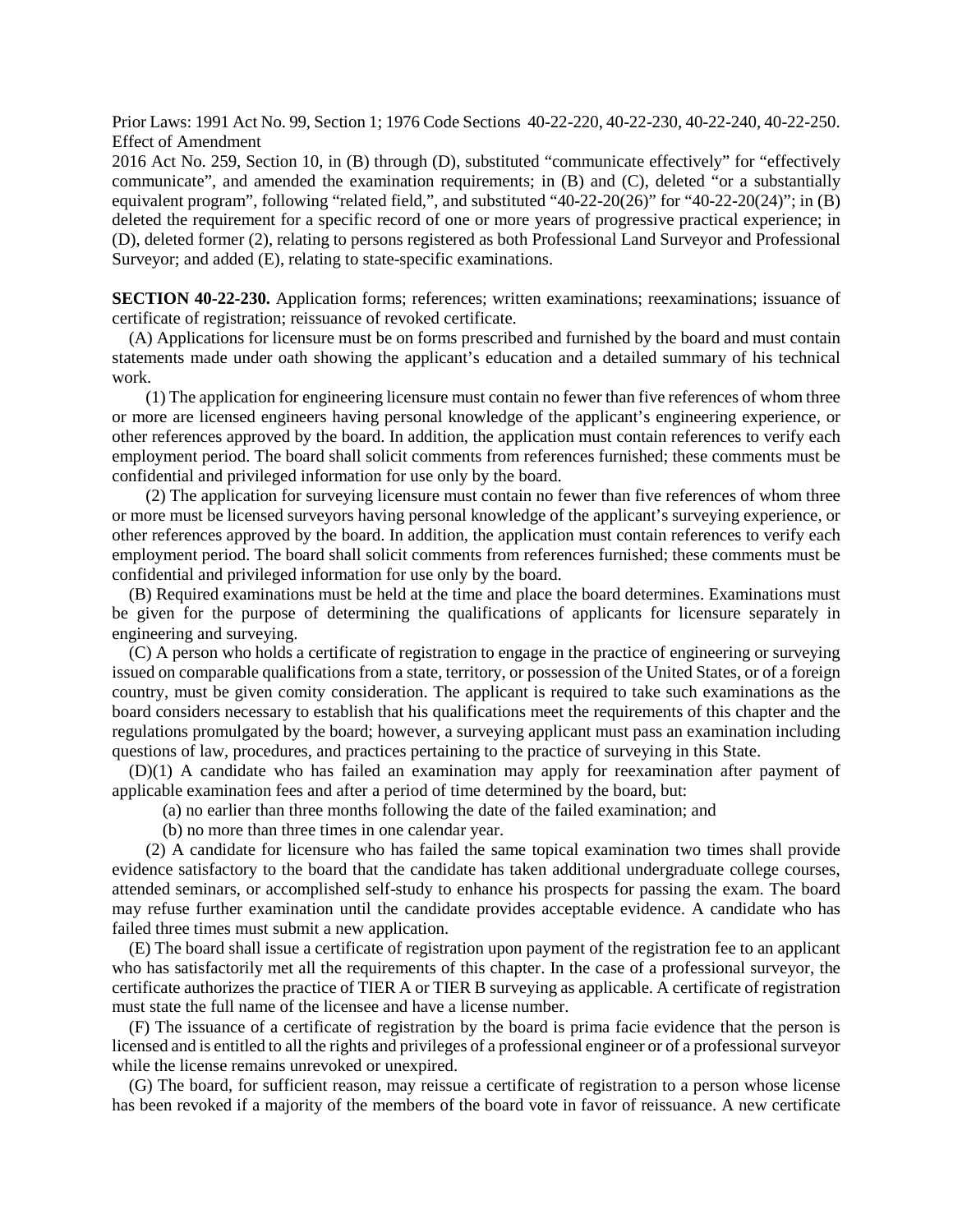Prior Laws: 1991 Act No. 99, Section 1; 1976 Code Sections 40-22-220, 40-22-230, 40-22-240, 40-22-250.
Effect of Amendment

2016 Act No. 259, Section 10, in (B) through (D), substituted "communicate effectively" for "effectively communicate", and amended the examination requirements; in (B) and (C), deleted "or a substantially equivalent program", following "related field,", and substituted "40-22-20(26)" for "40-22-20(24)"; in (B) deleted the requirement for a specific record of one or more years of progressive practical experience; in (D), deleted former (2), relating to persons registered as both Professional Land Surveyor and Professional Surveyor; and added (E), relating to state-specific examinations.

**SECTION 40-22-230.** Application forms; references; written examinations; reexaminations; issuance of certificate of registration; reissuance of revoked certificate.

(A) Applications for licensure must be on forms prescribed and furnished by the board and must contain statements made under oath showing the applicant's education and a detailed summary of his technical work.

(1) The application for engineering licensure must contain no fewer than five references of whom three or more are licensed engineers having personal knowledge of the applicant's engineering experience, or other references approved by the board. In addition, the application must contain references to verify each employment period. The board shall solicit comments from references furnished; these comments must be confidential and privileged information for use only by the board.

(2) The application for surveying licensure must contain no fewer than five references of whom three or more must be licensed surveyors having personal knowledge of the applicant's surveying experience, or other references approved by the board. In addition, the application must contain references to verify each employment period. The board shall solicit comments from references furnished; these comments must be confidential and privileged information for use only by the board.

(B) Required examinations must be held at the time and place the board determines. Examinations must be given for the purpose of determining the qualifications of applicants for licensure separately in engineering and surveying.

(C) A person who holds a certificate of registration to engage in the practice of engineering or surveying issued on comparable qualifications from a state, territory, or possession of the United States, or of a foreign country, must be given comity consideration. The applicant is required to take such examinations as the board considers necessary to establish that his qualifications meet the requirements of this chapter and the regulations promulgated by the board; however, a surveying applicant must pass an examination including questions of law, procedures, and practices pertaining to the practice of surveying in this State.

(D)(1) A candidate who has failed an examination may apply for reexamination after payment of applicable examination fees and after a period of time determined by the board, but:

(a) no earlier than three months following the date of the failed examination; and

(b) no more than three times in one calendar year.

(2) A candidate for licensure who has failed the same topical examination two times shall provide evidence satisfactory to the board that the candidate has taken additional undergraduate college courses, attended seminars, or accomplished self-study to enhance his prospects for passing the exam. The board may refuse further examination until the candidate provides acceptable evidence. A candidate who has failed three times must submit a new application.

(E) The board shall issue a certificate of registration upon payment of the registration fee to an applicant who has satisfactorily met all the requirements of this chapter. In the case of a professional surveyor, the certificate authorizes the practice of TIER A or TIER B surveying as applicable. A certificate of registration must state the full name of the licensee and have a license number.

(F) The issuance of a certificate of registration by the board is prima facie evidence that the person is licensed and is entitled to all the rights and privileges of a professional engineer or of a professional surveyor while the license remains unrevoked or unexpired.

(G) The board, for sufficient reason, may reissue a certificate of registration to a person whose license has been revoked if a majority of the members of the board vote in favor of reissuance. A new certificate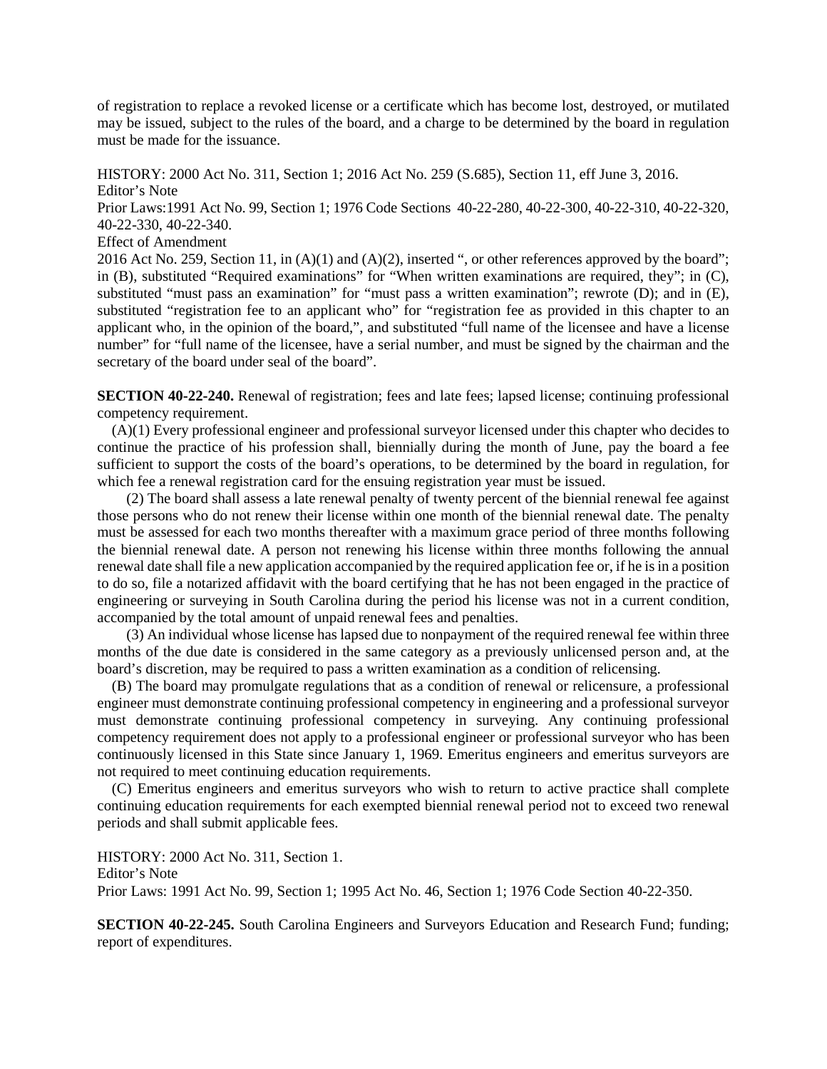of registration to replace a revoked license or a certificate which has become lost, destroyed, or mutilated may be issued, subject to the rules of the board, and a charge to be determined by the board in regulation must be made for the issuance.

HISTORY: 2000 Act No. 311, Section 1; 2016 Act No. 259 (S.685), Section 11, eff June 3, 2016.

Editor's Note

Prior Laws:1991 Act No. 99, Section 1; 1976 Code Sections 40-22-280, 40-22-300, 40-22-310, 40-22-320, 40-22-330, 40-22-340.

Effect of Amendment

2016 Act No. 259, Section 11, in (A)(1) and (A)(2), inserted ", or other references approved by the board"; in (B), substituted "Required examinations" for "When written examinations are required, they"; in (C), substituted "must pass an examination" for "must pass a written examination"; rewrote (D); and in (E), substituted "registration fee to an applicant who" for "registration fee as provided in this chapter to an applicant who, in the opinion of the board,", and substituted "full name of the licensee and have a license number" for "full name of the licensee, have a serial number, and must be signed by the chairman and the secretary of the board under seal of the board".

**SECTION 40-22-240.** Renewal of registration; fees and late fees; lapsed license; continuing professional competency requirement.

(A)(1) Every professional engineer and professional surveyor licensed under this chapter who decides to continue the practice of his profession shall, biennially during the month of June, pay the board a fee sufficient to support the costs of the board's operations, to be determined by the board in regulation, for which fee a renewal registration card for the ensuing registration year must be issued.

(2) The board shall assess a late renewal penalty of twenty percent of the biennial renewal fee against those persons who do not renew their license within one month of the biennial renewal date. The penalty must be assessed for each two months thereafter with a maximum grace period of three months following the biennial renewal date. A person not renewing his license within three months following the annual renewal date shall file a new application accompanied by the required application fee or, if he is in a position to do so, file a notarized affidavit with the board certifying that he has not been engaged in the practice of engineering or surveying in South Carolina during the period his license was not in a current condition, accompanied by the total amount of unpaid renewal fees and penalties.

(3) An individual whose license has lapsed due to nonpayment of the required renewal fee within three months of the due date is considered in the same category as a previously unlicensed person and, at the board's discretion, may be required to pass a written examination as a condition of relicensing.

(B) The board may promulgate regulations that as a condition of renewal or relicensure, a professional engineer must demonstrate continuing professional competency in engineering and a professional surveyor must demonstrate continuing professional competency in surveying. Any continuing professional competency requirement does not apply to a professional engineer or professional surveyor who has been continuously licensed in this State since January 1, 1969. Emeritus engineers and emeritus surveyors are not required to meet continuing education requirements.

(C) Emeritus engineers and emeritus surveyors who wish to return to active practice shall complete continuing education requirements for each exempted biennial renewal period not to exceed two renewal periods and shall submit applicable fees.

HISTORY: 2000 Act No. 311, Section 1.

Editor's Note

Prior Laws: 1991 Act No. 99, Section 1; 1995 Act No. 46, Section 1; 1976 Code Section 40-22-350.

**SECTION 40-22-245.** South Carolina Engineers and Surveyors Education and Research Fund; funding; report of expenditures.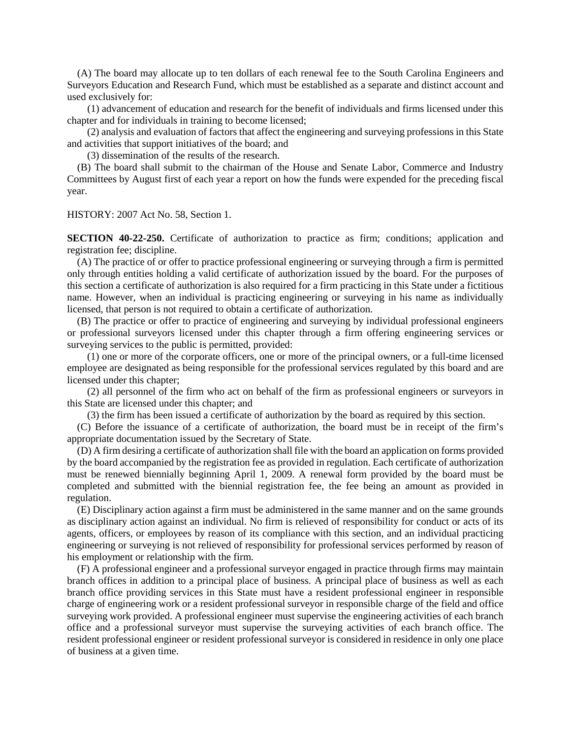(A) The board may allocate up to ten dollars of each renewal fee to the South Carolina Engineers and Surveyors Education and Research Fund, which must be established as a separate and distinct account and used exclusively for:

(1) advancement of education and research for the benefit of individuals and firms licensed under this chapter and for individuals in training to become licensed;

(2) analysis and evaluation of factors that affect the engineering and surveying professions in this State and activities that support initiatives of the board; and

(3) dissemination of the results of the research.

(B) The board shall submit to the chairman of the House and Senate Labor, Commerce and Industry Committees by August first of each year a report on how the funds were expended for the preceding fiscal year.

HISTORY: 2007 Act No. 58, Section 1.

**SECTION 40-22-250.** Certificate of authorization to practice as firm; conditions; application and registration fee; discipline.

(A) The practice of or offer to practice professional engineering or surveying through a firm is permitted only through entities holding a valid certificate of authorization issued by the board. For the purposes of this section a certificate of authorization is also required for a firm practicing in this State under a fictitious name. However, when an individual is practicing engineering or surveying in his name as individually licensed, that person is not required to obtain a certificate of authorization.

(B) The practice or offer to practice of engineering and surveying by individual professional engineers or professional surveyors licensed under this chapter through a firm offering engineering services or surveying services to the public is permitted, provided:

(1) one or more of the corporate officers, one or more of the principal owners, or a full-time licensed employee are designated as being responsible for the professional services regulated by this board and are licensed under this chapter;

(2) all personnel of the firm who act on behalf of the firm as professional engineers or surveyors in this State are licensed under this chapter; and

(3) the firm has been issued a certificate of authorization by the board as required by this section.

(C) Before the issuance of a certificate of authorization, the board must be in receipt of the firm's appropriate documentation issued by the Secretary of State.

(D) A firm desiring a certificate of authorization shall file with the board an application on forms provided by the board accompanied by the registration fee as provided in regulation. Each certificate of authorization must be renewed biennially beginning April 1, 2009. A renewal form provided by the board must be completed and submitted with the biennial registration fee, the fee being an amount as provided in regulation.

(E) Disciplinary action against a firm must be administered in the same manner and on the same grounds as disciplinary action against an individual. No firm is relieved of responsibility for conduct or acts of its agents, officers, or employees by reason of its compliance with this section, and an individual practicing engineering or surveying is not relieved of responsibility for professional services performed by reason of his employment or relationship with the firm.

(F) A professional engineer and a professional surveyor engaged in practice through firms may maintain branch offices in addition to a principal place of business. A principal place of business as well as each branch office providing services in this State must have a resident professional engineer in responsible charge of engineering work or a resident professional surveyor in responsible charge of the field and office surveying work provided. A professional engineer must supervise the engineering activities of each branch office and a professional surveyor must supervise the surveying activities of each branch office. The resident professional engineer or resident professional surveyor is considered in residence in only one place of business at a given time.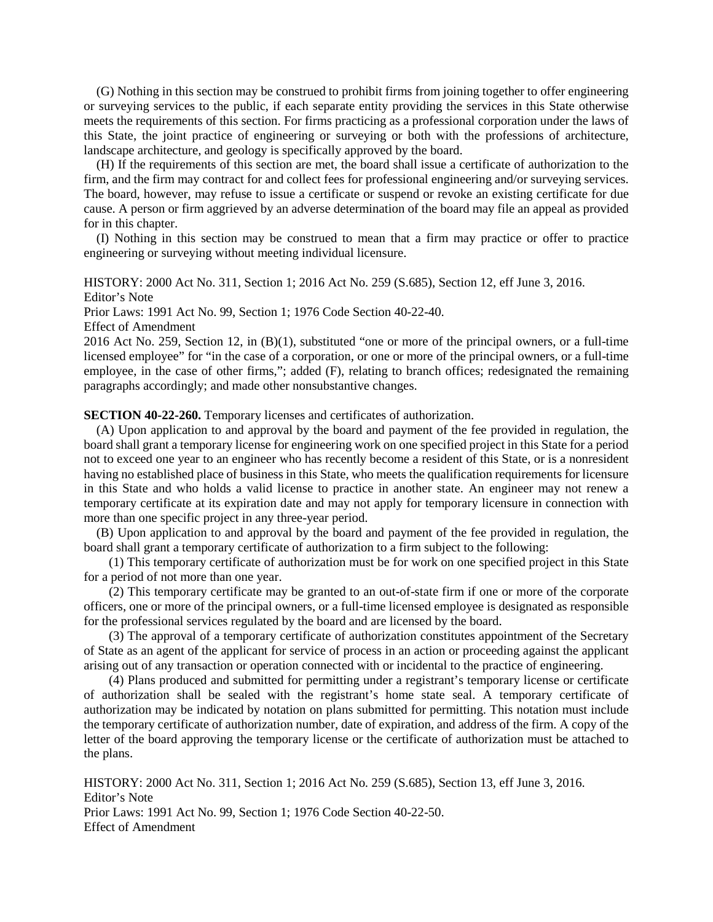(G) Nothing in this section may be construed to prohibit firms from joining together to offer engineering or surveying services to the public, if each separate entity providing the services in this State otherwise meets the requirements of this section. For firms practicing as a professional corporation under the laws of this State, the joint practice of engineering or surveying or both with the professions of architecture, landscape architecture, and geology is specifically approved by the board.

(H) If the requirements of this section are met, the board shall issue a certificate of authorization to the firm, and the firm may contract for and collect fees for professional engineering and/or surveying services. The board, however, may refuse to issue a certificate or suspend or revoke an existing certificate for due cause. A person or firm aggrieved by an adverse determination of the board may file an appeal as provided for in this chapter.

(I) Nothing in this section may be construed to mean that a firm may practice or offer to practice engineering or surveying without meeting individual licensure.

HISTORY: 2000 Act No. 311, Section 1; 2016 Act No. 259 (S.685), Section 12, eff June 3, 2016.
Editor's Note
Prior Laws: 1991 Act No. 99, Section 1; 1976 Code Section 40-22-40.
Effect of Amendment
2016 Act No. 259, Section 12, in (B)(1), substituted "one or more of the principal owners, or a full-time licensed employee" for "in the case of a corporation, or one or more of the principal owners, or a full-time employee, in the case of other firms,"; added (F), relating to branch offices; redesignated the remaining paragraphs accordingly; and made other nonsubstantive changes.

**SECTION 40-22-260.** Temporary licenses and certificates of authorization.

(A) Upon application to and approval by the board and payment of the fee provided in regulation, the board shall grant a temporary license for engineering work on one specified project in this State for a period not to exceed one year to an engineer who has recently become a resident of this State, or is a nonresident having no established place of business in this State, who meets the qualification requirements for licensure in this State and who holds a valid license to practice in another state. An engineer may not renew a temporary certificate at its expiration date and may not apply for temporary licensure in connection with more than one specific project in any three-year period.

(B) Upon application to and approval by the board and payment of the fee provided in regulation, the board shall grant a temporary certificate of authorization to a firm subject to the following:

(1) This temporary certificate of authorization must be for work on one specified project in this State for a period of not more than one year.

(2) This temporary certificate may be granted to an out-of-state firm if one or more of the corporate officers, one or more of the principal owners, or a full-time licensed employee is designated as responsible for the professional services regulated by the board and are licensed by the board.

(3) The approval of a temporary certificate of authorization constitutes appointment of the Secretary of State as an agent of the applicant for service of process in an action or proceeding against the applicant arising out of any transaction or operation connected with or incidental to the practice of engineering.

(4) Plans produced and submitted for permitting under a registrant's temporary license or certificate of authorization shall be sealed with the registrant's home state seal. A temporary certificate of authorization may be indicated by notation on plans submitted for permitting. This notation must include the temporary certificate of authorization number, date of expiration, and address of the firm. A copy of the letter of the board approving the temporary license or the certificate of authorization must be attached to the plans.

HISTORY: 2000 Act No. 311, Section 1; 2016 Act No. 259 (S.685), Section 13, eff June 3, 2016.
Editor's Note
Prior Laws: 1991 Act No. 99, Section 1; 1976 Code Section 40-22-50.
Effect of Amendment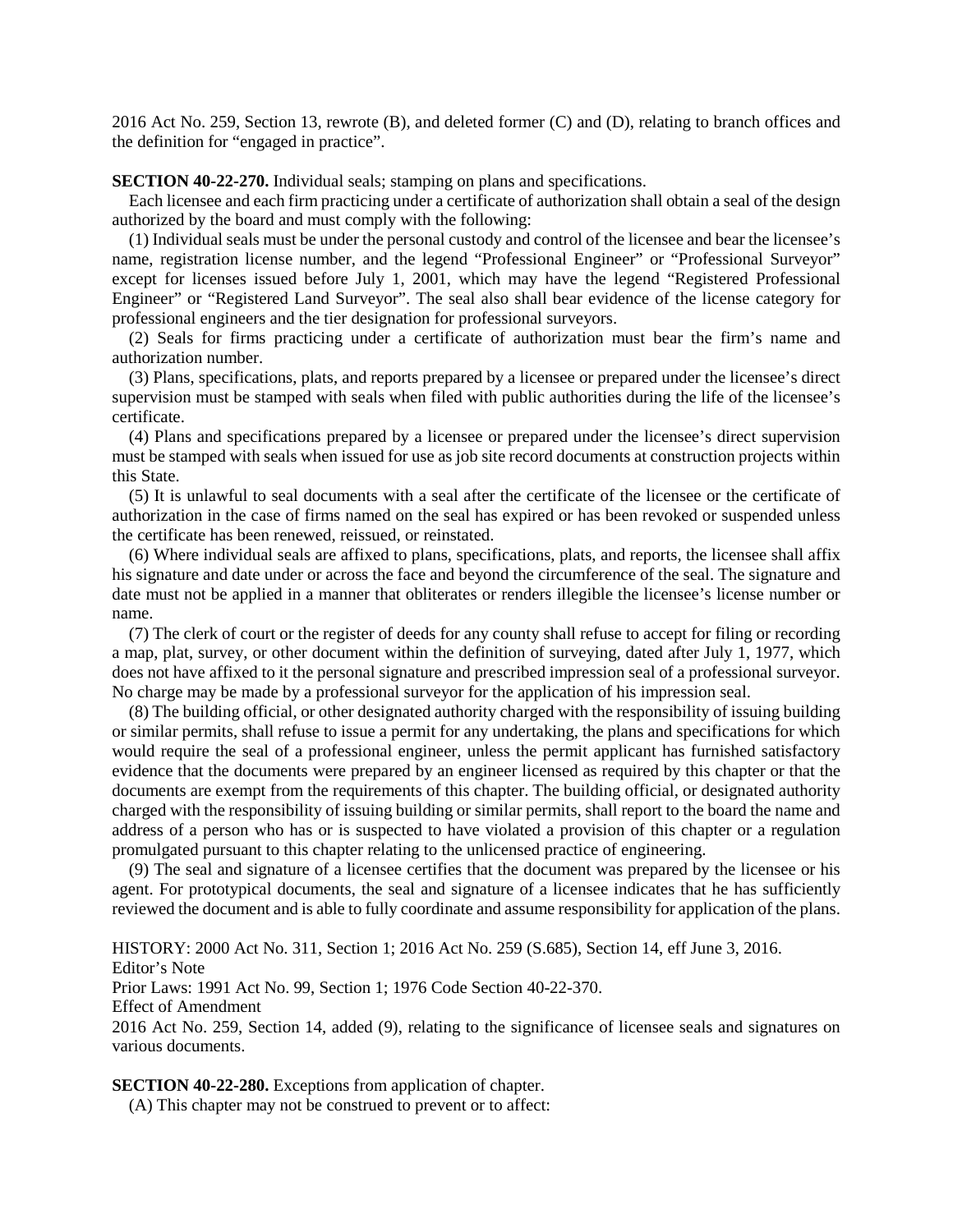2016 Act No. 259, Section 13, rewrote (B), and deleted former (C) and (D), relating to branch offices and the definition for “engaged in practice”.

**SECTION 40-22-270.** Individual seals; stamping on plans and specifications.

Each licensee and each firm practicing under a certificate of authorization shall obtain a seal of the design authorized by the board and must comply with the following:

(1) Individual seals must be under the personal custody and control of the licensee and bear the licensee’s name, registration license number, and the legend “Professional Engineer” or “Professional Surveyor” except for licenses issued before July 1, 2001, which may have the legend “Registered Professional Engineer” or “Registered Land Surveyor”. The seal also shall bear evidence of the license category for professional engineers and the tier designation for professional surveyors.

(2) Seals for firms practicing under a certificate of authorization must bear the firm’s name and authorization number.

(3) Plans, specifications, plats, and reports prepared by a licensee or prepared under the licensee’s direct supervision must be stamped with seals when filed with public authorities during the life of the licensee’s certificate.

(4) Plans and specifications prepared by a licensee or prepared under the licensee’s direct supervision must be stamped with seals when issued for use as job site record documents at construction projects within this State.

(5) It is unlawful to seal documents with a seal after the certificate of the licensee or the certificate of authorization in the case of firms named on the seal has expired or has been revoked or suspended unless the certificate has been renewed, reissued, or reinstated.

(6) Where individual seals are affixed to plans, specifications, plats, and reports, the licensee shall affix his signature and date under or across the face and beyond the circumference of the seal. The signature and date must not be applied in a manner that obliterates or renders illegible the licensee’s license number or name.

(7) The clerk of court or the register of deeds for any county shall refuse to accept for filing or recording a map, plat, survey, or other document within the definition of surveying, dated after July 1, 1977, which does not have affixed to it the personal signature and prescribed impression seal of a professional surveyor. No charge may be made by a professional surveyor for the application of his impression seal.

(8) The building official, or other designated authority charged with the responsibility of issuing building or similar permits, shall refuse to issue a permit for any undertaking, the plans and specifications for which would require the seal of a professional engineer, unless the permit applicant has furnished satisfactory evidence that the documents were prepared by an engineer licensed as required by this chapter or that the documents are exempt from the requirements of this chapter. The building official, or designated authority charged with the responsibility of issuing building or similar permits, shall report to the board the name and address of a person who has or is suspected to have violated a provision of this chapter or a regulation promulgated pursuant to this chapter relating to the unlicensed practice of engineering.

(9) The seal and signature of a licensee certifies that the document was prepared by the licensee or his agent. For prototypical documents, the seal and signature of a licensee indicates that he has sufficiently reviewed the document and is able to fully coordinate and assume responsibility for application of the plans.

HISTORY: 2000 Act No. 311, Section 1; 2016 Act No. 259 (S.685), Section 14, eff June 3, 2016.

Editor’s Note

Prior Laws: 1991 Act No. 99, Section 1; 1976 Code Section 40-22-370.

Effect of Amendment

2016 Act No. 259, Section 14, added (9), relating to the significance of licensee seals and signatures on various documents.

**SECTION 40-22-280.** Exceptions from application of chapter.

(A) This chapter may not be construed to prevent or to affect: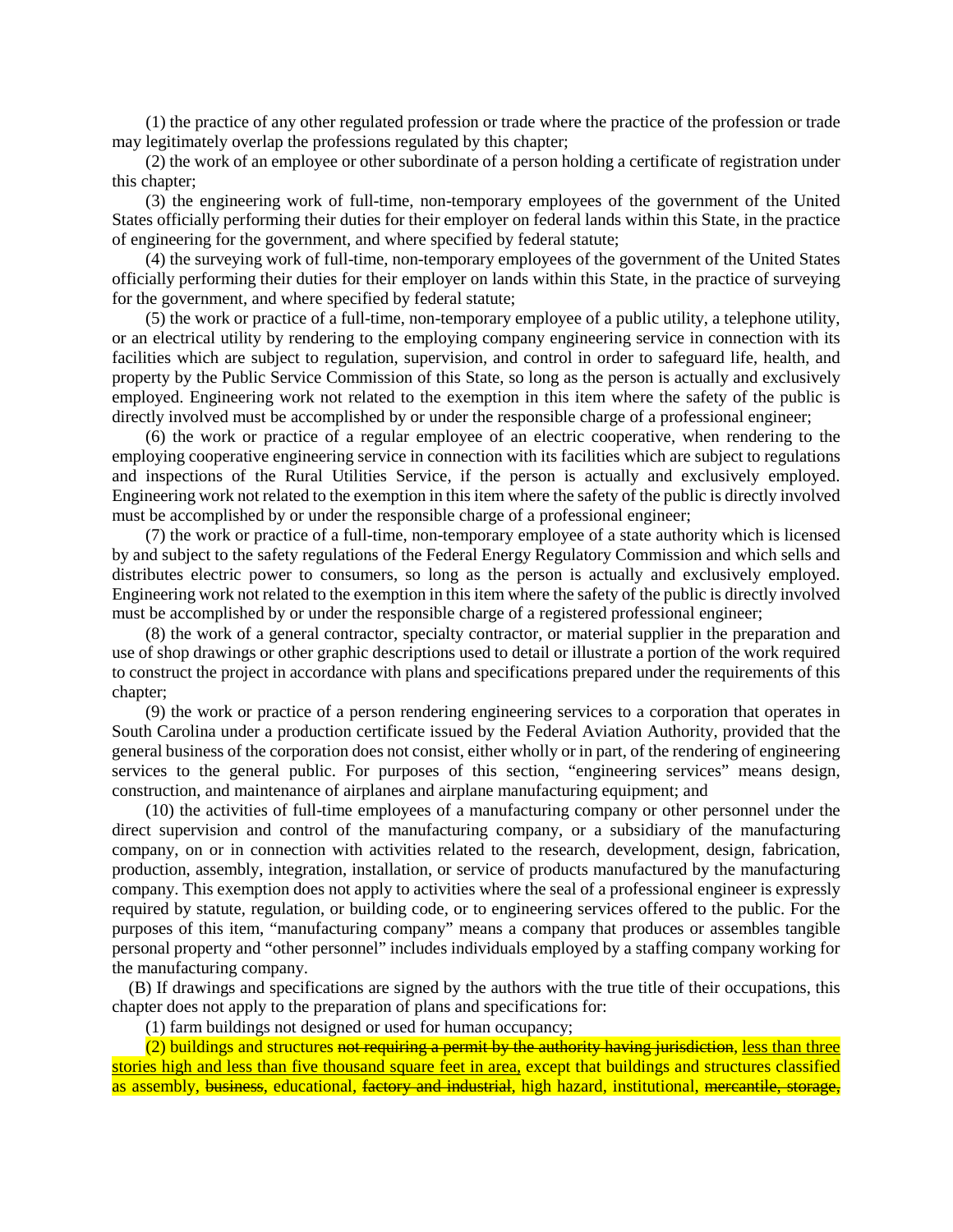(1) the practice of any other regulated profession or trade where the practice of the profession or trade may legitimately overlap the professions regulated by this chapter;

(2) the work of an employee or other subordinate of a person holding a certificate of registration under this chapter;

(3) the engineering work of full-time, non-temporary employees of the government of the United States officially performing their duties for their employer on federal lands within this State, in the practice of engineering for the government, and where specified by federal statute;

(4) the surveying work of full-time, non-temporary employees of the government of the United States officially performing their duties for their employer on lands within this State, in the practice of surveying for the government, and where specified by federal statute;

(5) the work or practice of a full-time, non-temporary employee of a public utility, a telephone utility, or an electrical utility by rendering to the employing company engineering service in connection with its facilities which are subject to regulation, supervision, and control in order to safeguard life, health, and property by the Public Service Commission of this State, so long as the person is actually and exclusively employed. Engineering work not related to the exemption in this item where the safety of the public is directly involved must be accomplished by or under the responsible charge of a professional engineer;

(6) the work or practice of a regular employee of an electric cooperative, when rendering to the employing cooperative engineering service in connection with its facilities which are subject to regulations and inspections of the Rural Utilities Service, if the person is actually and exclusively employed. Engineering work not related to the exemption in this item where the safety of the public is directly involved must be accomplished by or under the responsible charge of a professional engineer;

(7) the work or practice of a full-time, non-temporary employee of a state authority which is licensed by and subject to the safety regulations of the Federal Energy Regulatory Commission and which sells and distributes electric power to consumers, so long as the person is actually and exclusively employed. Engineering work not related to the exemption in this item where the safety of the public is directly involved must be accomplished by or under the responsible charge of a registered professional engineer;

(8) the work of a general contractor, specialty contractor, or material supplier in the preparation and use of shop drawings or other graphic descriptions used to detail or illustrate a portion of the work required to construct the project in accordance with plans and specifications prepared under the requirements of this chapter;

(9) the work or practice of a person rendering engineering services to a corporation that operates in South Carolina under a production certificate issued by the Federal Aviation Authority, provided that the general business of the corporation does not consist, either wholly or in part, of the rendering of engineering services to the general public. For purposes of this section, "engineering services" means design, construction, and maintenance of airplanes and airplane manufacturing equipment; and

(10) the activities of full-time employees of a manufacturing company or other personnel under the direct supervision and control of the manufacturing company, or a subsidiary of the manufacturing company, on or in connection with activities related to the research, development, design, fabrication, production, assembly, integration, installation, or service of products manufactured by the manufacturing company. This exemption does not apply to activities where the seal of a professional engineer is expressly required by statute, regulation, or building code, or to engineering services offered to the public. For the purposes of this item, "manufacturing company" means a company that produces or assembles tangible personal property and "other personnel" includes individuals employed by a staffing company working for the manufacturing company.

(B) If drawings and specifications are signed by the authors with the true title of their occupations, this chapter does not apply to the preparation of plans and specifications for:

(1) farm buildings not designed or used for human occupancy;

(2) buildings and structures ~~not requiring a permit by the authority having jurisdiction~~, <u>less than three stories high and less than five thousand square feet in area,</u> except that buildings and structures classified as assembly, ~~business~~, educational, ~~factory and industrial~~, high hazard, institutional, ~~mercantile, storage,~~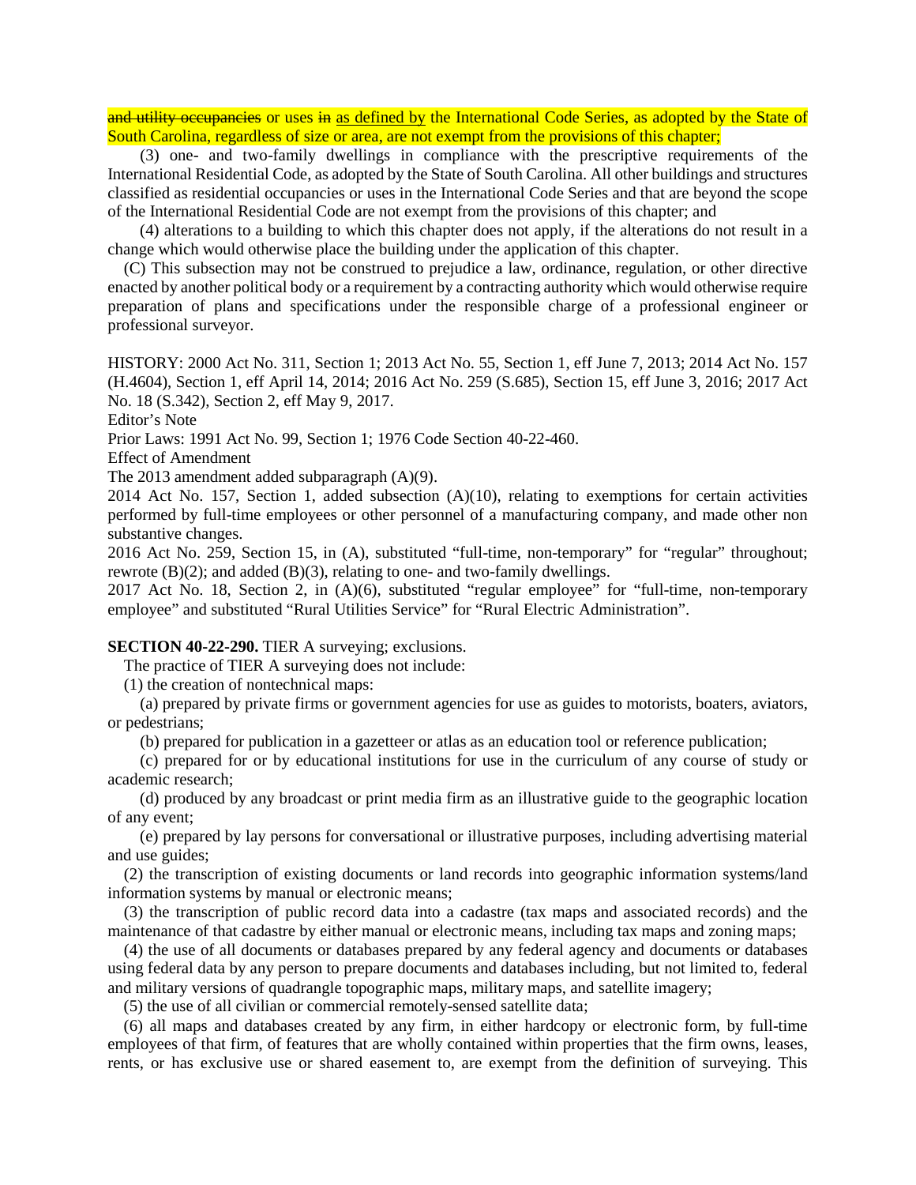~~and utility occupancies~~ or uses ~~in~~ as defined by the International Code Series, as adopted by the State of South Carolina, regardless of size or area, are not exempt from the provisions of this chapter;

(3) one- and two-family dwellings in compliance with the prescriptive requirements of the International Residential Code, as adopted by the State of South Carolina. All other buildings and structures classified as residential occupancies or uses in the International Code Series and that are beyond the scope of the International Residential Code are not exempt from the provisions of this chapter; and

(4) alterations to a building to which this chapter does not apply, if the alterations do not result in a change which would otherwise place the building under the application of this chapter.

(C) This subsection may not be construed to prejudice a law, ordinance, regulation, or other directive enacted by another political body or a requirement by a contracting authority which would otherwise require preparation of plans and specifications under the responsible charge of a professional engineer or professional surveyor.

HISTORY: 2000 Act No. 311, Section 1; 2013 Act No. 55, Section 1, eff June 7, 2013; 2014 Act No. 157 (H.4604), Section 1, eff April 14, 2014; 2016 Act No. 259 (S.685), Section 15, eff June 3, 2016; 2017 Act No. 18 (S.342), Section 2, eff May 9, 2017.

Editor's Note

Prior Laws: 1991 Act No. 99, Section 1; 1976 Code Section 40-22-460.

Effect of Amendment

The 2013 amendment added subparagraph (A)(9).

2014 Act No. 157, Section 1, added subsection (A)(10), relating to exemptions for certain activities performed by full-time employees or other personnel of a manufacturing company, and made other non substantive changes.

2016 Act No. 259, Section 15, in (A), substituted "full-time, non-temporary" for "regular" throughout; rewrote (B)(2); and added (B)(3), relating to one- and two-family dwellings.

2017 Act No. 18, Section 2, in (A)(6), substituted "regular employee" for "full-time, non-temporary employee" and substituted "Rural Utilities Service" for "Rural Electric Administration".

**SECTION 40-22-290.** TIER A surveying; exclusions.

The practice of TIER A surveying does not include:

(1) the creation of nontechnical maps:

(a) prepared by private firms or government agencies for use as guides to motorists, boaters, aviators, or pedestrians;

(b) prepared for publication in a gazetteer or atlas as an education tool or reference publication;

(c) prepared for or by educational institutions for use in the curriculum of any course of study or academic research;

(d) produced by any broadcast or print media firm as an illustrative guide to the geographic location of any event;

(e) prepared by lay persons for conversational or illustrative purposes, including advertising material and use guides;

(2) the transcription of existing documents or land records into geographic information systems/land information systems by manual or electronic means;

(3) the transcription of public record data into a cadastre (tax maps and associated records) and the maintenance of that cadastre by either manual or electronic means, including tax maps and zoning maps;

(4) the use of all documents or databases prepared by any federal agency and documents or databases using federal data by any person to prepare documents and databases including, but not limited to, federal and military versions of quadrangle topographic maps, military maps, and satellite imagery;

(5) the use of all civilian or commercial remotely-sensed satellite data;

(6) all maps and databases created by any firm, in either hardcopy or electronic form, by full-time employees of that firm, of features that are wholly contained within properties that the firm owns, leases, rents, or has exclusive use or shared easement to, are exempt from the definition of surveying. This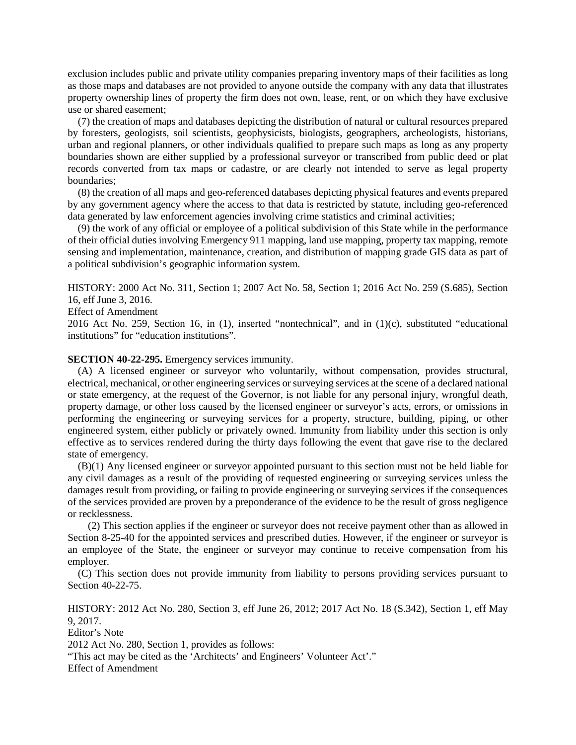exclusion includes public and private utility companies preparing inventory maps of their facilities as long as those maps and databases are not provided to anyone outside the company with any data that illustrates property ownership lines of property the firm does not own, lease, rent, or on which they have exclusive use or shared easement;

(7) the creation of maps and databases depicting the distribution of natural or cultural resources prepared by foresters, geologists, soil scientists, geophysicists, biologists, geographers, archeologists, historians, urban and regional planners, or other individuals qualified to prepare such maps as long as any property boundaries shown are either supplied by a professional surveyor or transcribed from public deed or plat records converted from tax maps or cadastre, or are clearly not intended to serve as legal property boundaries;

(8) the creation of all maps and geo-referenced databases depicting physical features and events prepared by any government agency where the access to that data is restricted by statute, including geo-referenced data generated by law enforcement agencies involving crime statistics and criminal activities;

(9) the work of any official or employee of a political subdivision of this State while in the performance of their official duties involving Emergency 911 mapping, land use mapping, property tax mapping, remote sensing and implementation, maintenance, creation, and distribution of mapping grade GIS data as part of a political subdivision's geographic information system.

HISTORY: 2000 Act No. 311, Section 1; 2007 Act No. 58, Section 1; 2016 Act No. 259 (S.685), Section 16, eff June 3, 2016.

Effect of Amendment

2016 Act No. 259, Section 16, in (1), inserted "nontechnical", and in (1)(c), substituted "educational institutions" for "education institutions".

**SECTION 40-22-295.** Emergency services immunity.

(A) A licensed engineer or surveyor who voluntarily, without compensation, provides structural, electrical, mechanical, or other engineering services or surveying services at the scene of a declared national or state emergency, at the request of the Governor, is not liable for any personal injury, wrongful death, property damage, or other loss caused by the licensed engineer or surveyor's acts, errors, or omissions in performing the engineering or surveying services for a property, structure, building, piping, or other engineered system, either publicly or privately owned. Immunity from liability under this section is only effective as to services rendered during the thirty days following the event that gave rise to the declared state of emergency.

(B)(1) Any licensed engineer or surveyor appointed pursuant to this section must not be held liable for any civil damages as a result of the providing of requested engineering or surveying services unless the damages result from providing, or failing to provide engineering or surveying services if the consequences of the services provided are proven by a preponderance of the evidence to be the result of gross negligence or recklessness.

(2) This section applies if the engineer or surveyor does not receive payment other than as allowed in Section 8-25-40 for the appointed services and prescribed duties. However, if the engineer or surveyor is an employee of the State, the engineer or surveyor may continue to receive compensation from his employer.

(C) This section does not provide immunity from liability to persons providing services pursuant to Section 40-22-75.

HISTORY: 2012 Act No. 280, Section 3, eff June 26, 2012; 2017 Act No. 18 (S.342), Section 1, eff May 9, 2017.

Editor's Note

2012 Act No. 280, Section 1, provides as follows:

"This act may be cited as the 'Architects' and Engineers' Volunteer Act'."

Effect of Amendment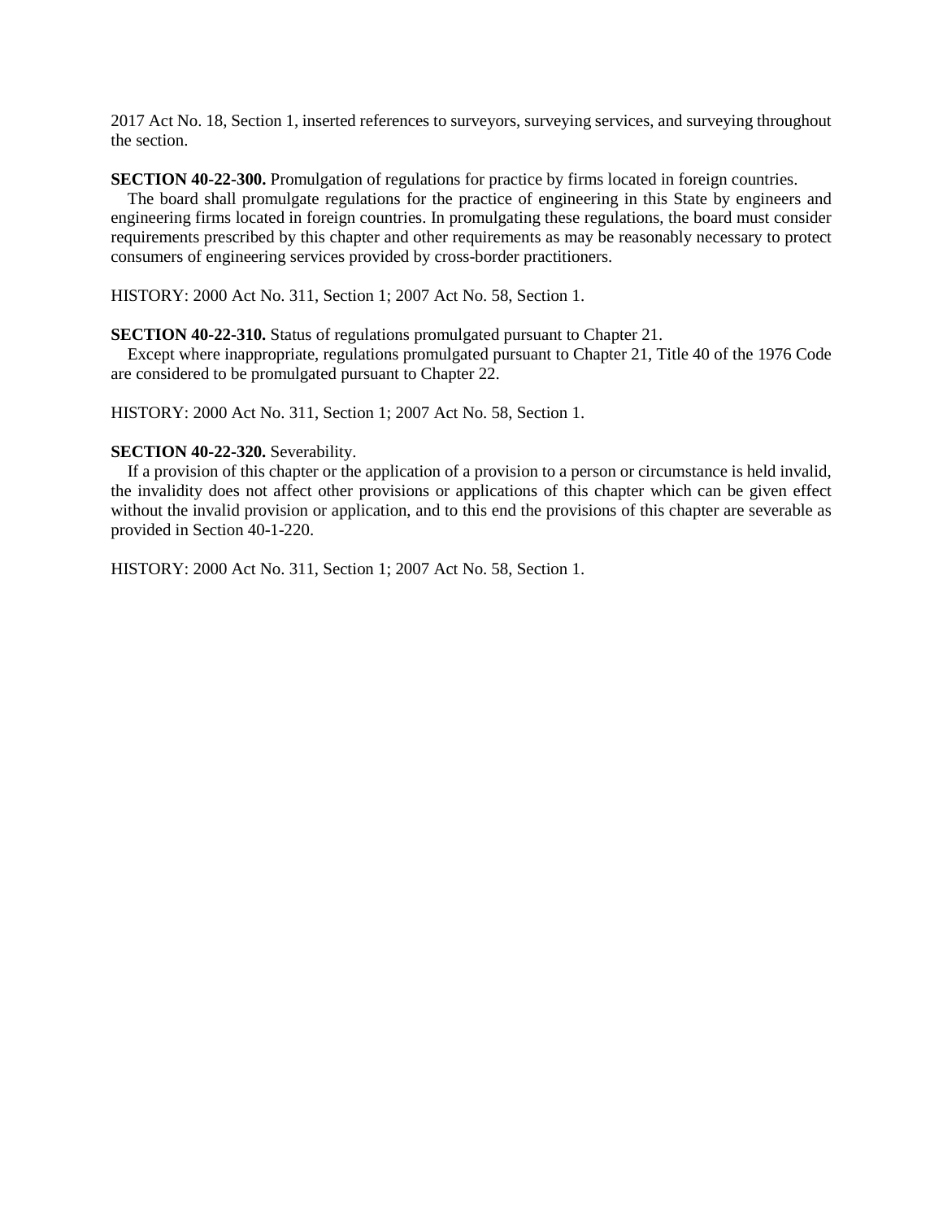2017 Act No. 18, Section 1, inserted references to surveyors, surveying services, and surveying throughout the section.

**SECTION 40-22-300.** Promulgation of regulations for practice by firms located in foreign countries.

The board shall promulgate regulations for the practice of engineering in this State by engineers and engineering firms located in foreign countries. In promulgating these regulations, the board must consider requirements prescribed by this chapter and other requirements as may be reasonably necessary to protect consumers of engineering services provided by cross-border practitioners.

HISTORY: 2000 Act No. 311, Section 1; 2007 Act No. 58, Section 1.

**SECTION 40-22-310.** Status of regulations promulgated pursuant to Chapter 21.

Except where inappropriate, regulations promulgated pursuant to Chapter 21, Title 40 of the 1976 Code are considered to be promulgated pursuant to Chapter 22.

HISTORY: 2000 Act No. 311, Section 1; 2007 Act No. 58, Section 1.

**SECTION 40-22-320.** Severability.

If a provision of this chapter or the application of a provision to a person or circumstance is held invalid, the invalidity does not affect other provisions or applications of this chapter which can be given effect without the invalid provision or application, and to this end the provisions of this chapter are severable as provided in Section 40-1-220.

HISTORY: 2000 Act No. 311, Section 1; 2007 Act No. 58, Section 1.